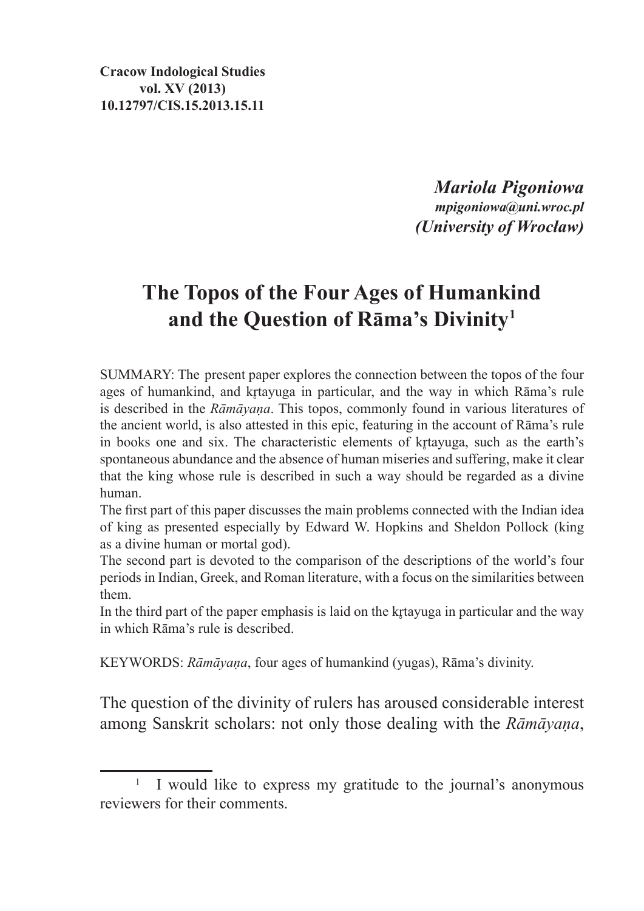**Cracow Indological Studies**
**vol. XV (2013)**
**10.12797/CIS.15.2013.15.11**

***Mariola Pigoniowa***
***mpigoniowa@uni.wroc.pl***
***(University of Wrocław)***

# The Topos of the Four Ages of Humankind and the Question of Rāma's Divinity[1]

SUMMARY: The present paper explores the connection between the topos of the four ages of humankind, and kṛtayuga in particular, and the way in which Rāma's rule is described in the *Rāmāyaṇa*. This topos, commonly found in various literatures of the ancient world, is also attested in this epic, featuring in the account of Rāma's rule in books one and six. The characteristic elements of kṛtayuga, such as the earth's spontaneous abundance and the absence of human miseries and suffering, make it clear that the king whose rule is described in such a way should be regarded as a divine human.

The first part of this paper discusses the main problems connected with the Indian idea of king as presented especially by Edward W. Hopkins and Sheldon Pollock (king as a divine human or mortal god).

The second part is devoted to the comparison of the descriptions of the world's four periods in Indian, Greek, and Roman literature, with a focus on the similarities between them.

In the third part of the paper emphasis is laid on the kṛtayuga in particular and the way in which Rāma's rule is described.

KEYWORDS: *Rāmāyaṇa*, four ages of humankind (yugas), Rāma's divinity.

The question of the divinity of rulers has aroused considerable interest among Sanskrit scholars: not only those dealing with the *Rāmāyaṇa*,

---

[1] I would like to express my gratitude to the journal's anonymous reviewers for their comments.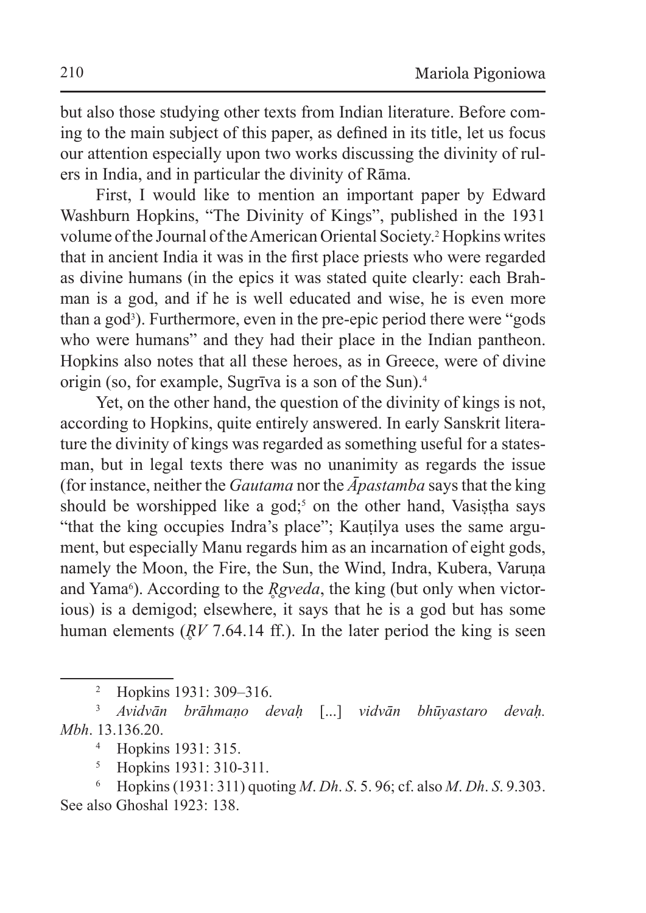but also those studying other texts from Indian literature. Before coming to the main subject of this paper, as defined in its title, let us focus our attention especially upon two works discussing the divinity of rulers in India, and in particular the divinity of Rāma.

First, I would like to mention an important paper by Edward Washburn Hopkins, "The Divinity of Kings", published in the 1931 volume of the Journal of the American Oriental Society.[2] Hopkins writes that in ancient India it was in the first place priests who were regarded as divine humans (in the epics it was stated quite clearly: each Brahman is a god, and if he is well educated and wise, he is even more than a god[3]). Furthermore, even in the pre-epic period there were "gods who were humans" and they had their place in the Indian pantheon. Hopkins also notes that all these heroes, as in Greece, were of divine origin (so, for example, Sugrīva is a son of the Sun).[4]

Yet, on the other hand, the question of the divinity of kings is not, according to Hopkins, quite entirely answered. In early Sanskrit literature the divinity of kings was regarded as something useful for a statesman, but in legal texts there was no unanimity as regards the issue (for instance, neither the *Gautama* nor the *Āpastamba* says that the king should be worshipped like a god;[5] on the other hand, Vasiṣṭha says "that the king occupies Indra's place"; Kauṭilya uses the same argument, but especially Manu regards him as an incarnation of eight gods, namely the Moon, the Fire, the Sun, the Wind, Indra, Kubera, Varuṇa and Yama[6]). According to the *Ṛgveda*, the king (but only when victorious) is a demigod; elsewhere, it says that he is a god but has some human elements (*ṚV* 7.64.14 ff.). In the later period the king is seen

---

[2] Hopkins 1931: 309–316.

[3] *Avidvān brāhmaṇo devaḥ* [...] *vidvān bhūyastaro devaḥ. Mbh*. 13.136.20.

[4] Hopkins 1931: 315.

[5] Hopkins 1931: 310-311.

[6] Hopkins (1931: 311) quoting *M. Dh. S.* 5. 96; cf. also *M. Dh. S.* 9.303. See also Ghoshal 1923: 138.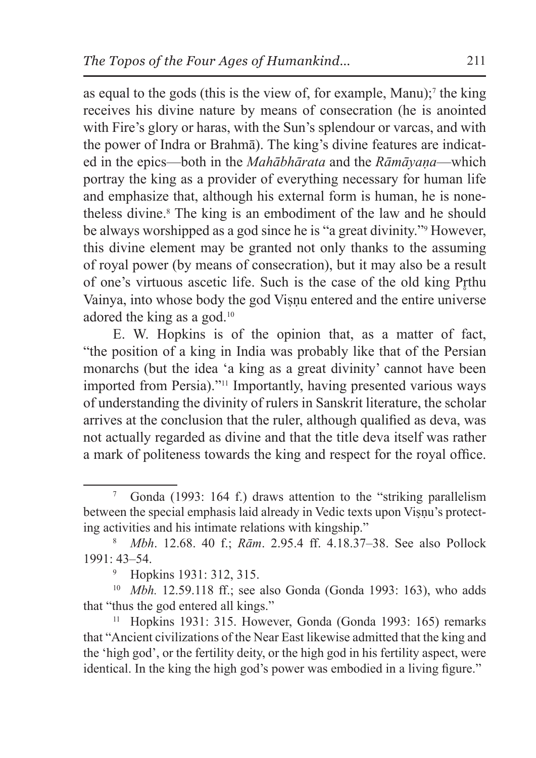as equal to the gods (this is the view of, for example, Manu);[7] the king receives his divine nature by means of consecration (he is anointed with Fire's glory or haras, with the Sun's splendour or varcas, and with the power of Indra or Brahmā). The king's divine features are indicated in the epics—both in the *Mahābhārata* and the *Rāmāyaṇa*—which portray the king as a provider of everything necessary for human life and emphasize that, although his external form is human, he is nonetheless divine.[8] The king is an embodiment of the law and he should be always worshipped as a god since he is "a great divinity."[9] However, this divine element may be granted not only thanks to the assuming of royal power (by means of consecration), but it may also be a result of one's virtuous ascetic life. Such is the case of the old king Pṛthu Vainya, into whose body the god Viṣṇu entered and the entire universe adored the king as a god.[10]

E. W. Hopkins is of the opinion that, as a matter of fact, "the position of a king in India was probably like that of the Persian monarchs (but the idea 'a king as a great divinity' cannot have been imported from Persia)."[11] Importantly, having presented various ways of understanding the divinity of rulers in Sanskrit literature, the scholar arrives at the conclusion that the ruler, although qualified as deva, was not actually regarded as divine and that the title deva itself was rather a mark of politeness towards the king and respect for the royal office.

---

[7] Gonda (1993: 164 f.) draws attention to the "striking parallelism between the special emphasis laid already in Vedic texts upon Viṣṇu's protecting activities and his intimate relations with kingship."

[8] *Mbh*. 12.68. 40 f.; *Rām*. 2.95.4 ff. 4.18.37–38. See also Pollock 1991: 43–54.

[9] Hopkins 1931: 312, 315.

[10] *Mbh.* 12.59.118 ff.; see also Gonda (Gonda 1993: 163), who adds that "thus the god entered all kings."

[11] Hopkins 1931: 315. However, Gonda (Gonda 1993: 165) remarks that "Ancient civilizations of the Near East likewise admitted that the king and the 'high god', or the fertility deity, or the high god in his fertility aspect, were identical. In the king the high god's power was embodied in a living figure."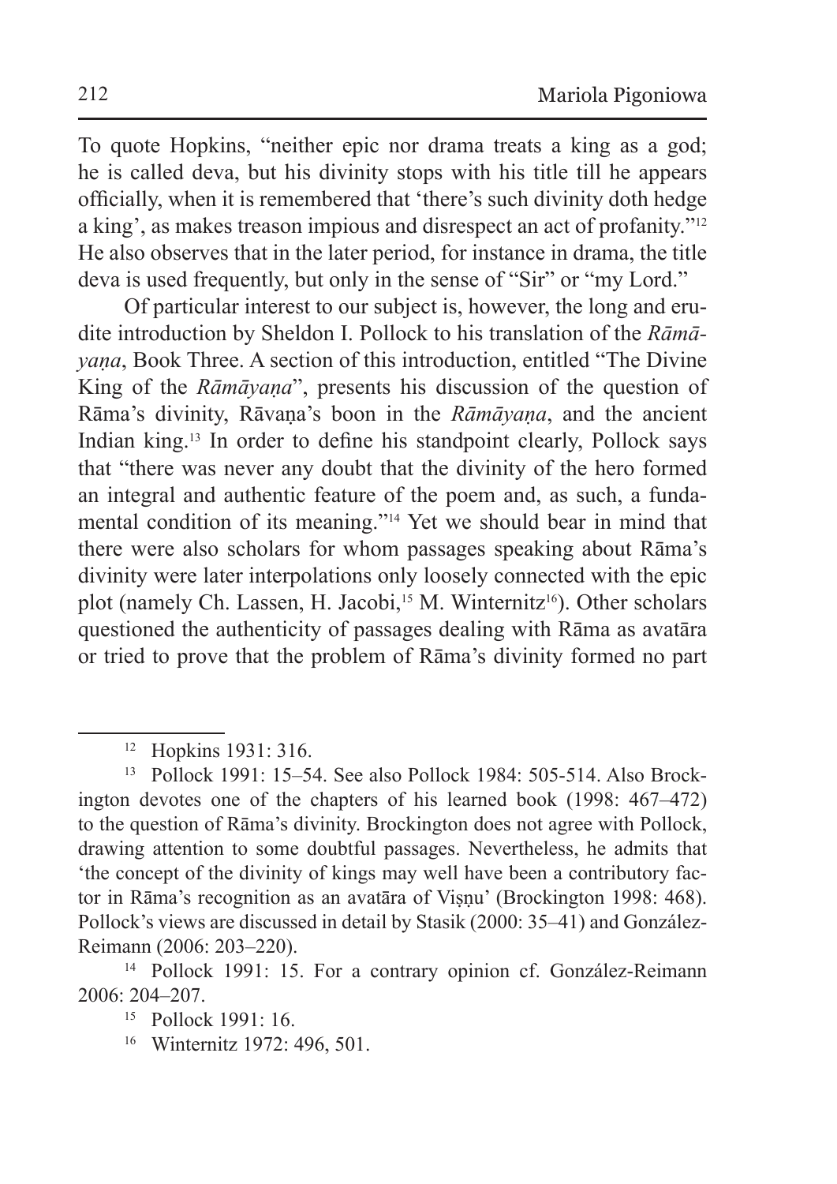To quote Hopkins, "neither epic nor drama treats a king as a god; he is called deva, but his divinity stops with his title till he appears officially, when it is remembered that 'there's such divinity doth hedge a king', as makes treason impious and disrespect an act of profanity."[12] He also observes that in the later period, for instance in drama, the title deva is used frequently, but only in the sense of "Sir" or "my Lord."

Of particular interest to our subject is, however, the long and erudite introduction by Sheldon I. Pollock to his translation of the *Rāmāyaṇa*, Book Three. A section of this introduction, entitled "The Divine King of the *Rāmāyaṇa*", presents his discussion of the question of Rāma's divinity, Rāvaṇa's boon in the *Rāmāyaṇa*, and the ancient Indian king.[13] In order to define his standpoint clearly, Pollock says that "there was never any doubt that the divinity of the hero formed an integral and authentic feature of the poem and, as such, a fundamental condition of its meaning."[14] Yet we should bear in mind that there were also scholars for whom passages speaking about Rāma's divinity were later interpolations only loosely connected with the epic plot (namely Ch. Lassen, H. Jacobi,[15] M. Winternitz[16]). Other scholars questioned the authenticity of passages dealing with Rāma as avatāra or tried to prove that the problem of Rāma's divinity formed no part

---

[12] Hopkins 1931: 316.

[13] Pollock 1991: 15–54. See also Pollock 1984: 505-514. Also Brockington devotes one of the chapters of his learned book (1998: 467–472) to the question of Rāma's divinity. Brockington does not agree with Pollock, drawing attention to some doubtful passages. Nevertheless, he admits that 'the concept of the divinity of kings may well have been a contributory factor in Rāma's recognition as an avatāra of Viṣṇu' (Brockington 1998: 468). Pollock's views are discussed in detail by Stasik (2000: 35–41) and González-Reimann (2006: 203–220).

[14] Pollock 1991: 15. For a contrary opinion cf. González-Reimann 2006: 204–207.

[15] Pollock 1991: 16.

[16] Winternitz 1972: 496, 501.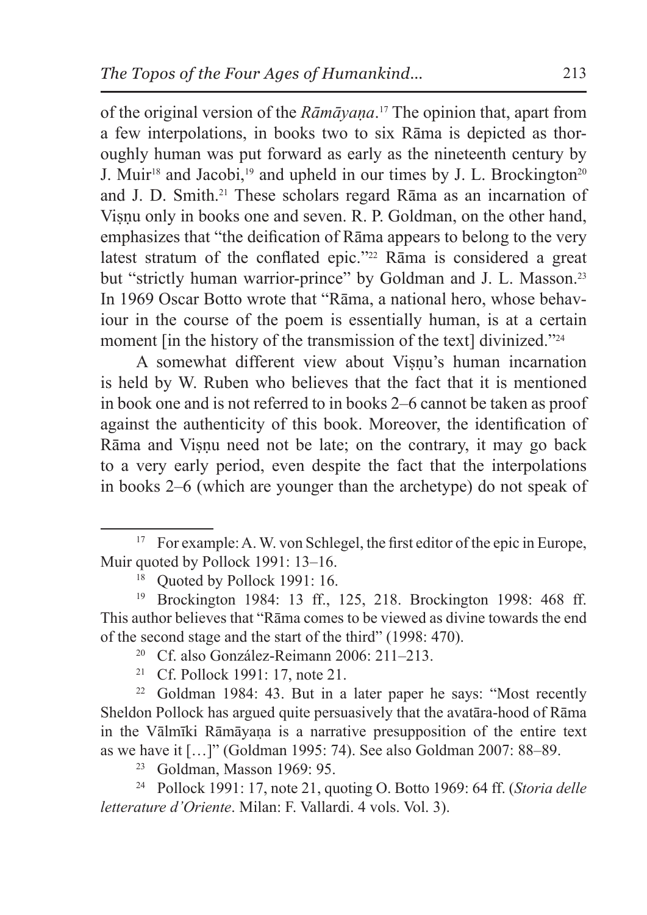of the original version of the *Rāmāyaṇa*.[17] The opinion that, apart from a few interpolations, in books two to six Rāma is depicted as thoroughly human was put forward as early as the nineteenth century by J. Muir[18] and Jacobi,[19] and upheld in our times by J. L. Brockington[20] and J. D. Smith.[21] These scholars regard Rāma as an incarnation of Viṣṇu only in books one and seven. R. P. Goldman, on the other hand, emphasizes that "the deification of Rāma appears to belong to the very latest stratum of the conflated epic."[22] Rāma is considered a great but "strictly human warrior-prince" by Goldman and J. L. Masson.[23] In 1969 Oscar Botto wrote that "Rāma, a national hero, whose behaviour in the course of the poem is essentially human, is at a certain moment [in the history of the transmission of the text] divinized."[24]

A somewhat different view about Viṣṇu's human incarnation is held by W. Ruben who believes that the fact that it is mentioned in book one and is not referred to in books 2–6 cannot be taken as proof against the authenticity of this book. Moreover, the identification of Rāma and Viṣṇu need not be late; on the contrary, it may go back to a very early period, even despite the fact that the interpolations in books 2–6 (which are younger than the archetype) do not speak of

---

[17] For example: A. W. von Schlegel, the first editor of the epic in Europe, Muir quoted by Pollock 1991: 13–16.

[18] Quoted by Pollock 1991: 16.

[19] Brockington 1984: 13 ff., 125, 218. Brockington 1998: 468 ff. This author believes that "Rāma comes to be viewed as divine towards the end of the second stage and the start of the third" (1998: 470).

[20] Cf. also González-Reimann 2006: 211–213.

[21] Cf. Pollock 1991: 17, note 21.

[22] Goldman 1984: 43. But in a later paper he says: "Most recently Sheldon Pollock has argued quite persuasively that the avatāra-hood of Rāma in the Vālmīki Rāmāyaṇa is a narrative presupposition of the entire text as we have it […]" (Goldman 1995: 74). See also Goldman 2007: 88–89.

[23] Goldman, Masson 1969: 95.

[24] Pollock 1991: 17, note 21, quoting O. Botto 1969: 64 ff. (*Storia delle letterature d'Oriente*. Milan: F. Vallardi. 4 vols. Vol. 3).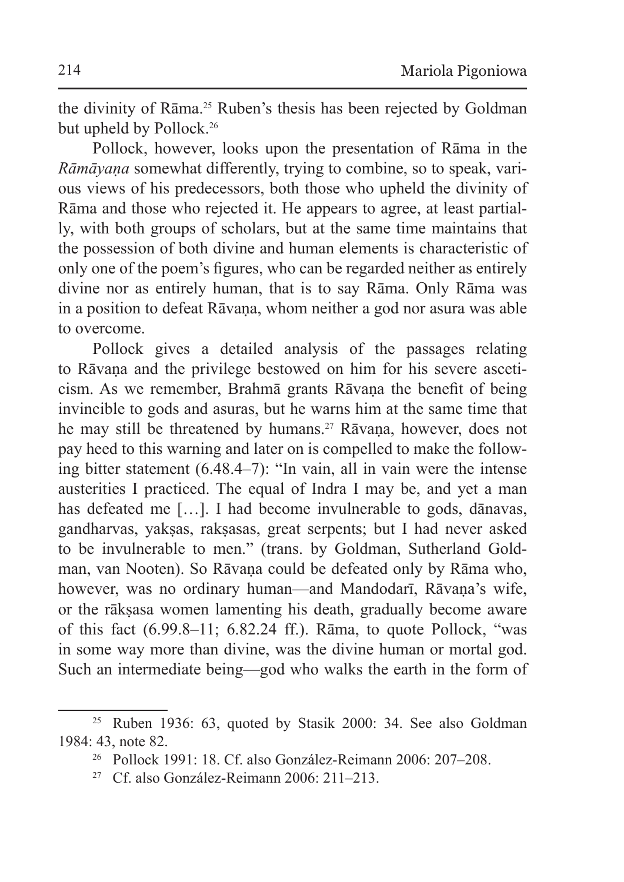the divinity of Rāma.[25] Ruben's thesis has been rejected by Goldman but upheld by Pollock.[26]

Pollock, however, looks upon the presentation of Rāma in the *Rāmāyaṇa* somewhat differently, trying to combine, so to speak, various views of his predecessors, both those who upheld the divinity of Rāma and those who rejected it. He appears to agree, at least partially, with both groups of scholars, but at the same time maintains that the possession of both divine and human elements is characteristic of only one of the poem's figures, who can be regarded neither as entirely divine nor as entirely human, that is to say Rāma. Only Rāma was in a position to defeat Rāvaṇa, whom neither a god nor asura was able to overcome.

Pollock gives a detailed analysis of the passages relating to Rāvaṇa and the privilege bestowed on him for his severe asceticism. As we remember, Brahmā grants Rāvaṇa the benefit of being invincible to gods and asuras, but he warns him at the same time that he may still be threatened by humans.[27] Rāvaṇa, however, does not pay heed to this warning and later on is compelled to make the following bitter statement (6.48.4–7): "In vain, all in vain were the intense austerities I practiced. The equal of Indra I may be, and yet a man has defeated me […]. I had become invulnerable to gods, dānavas, gandharvas, yakṣas, rakṣasas, great serpents; but I had never asked to be invulnerable to men." (trans. by Goldman, Sutherland Goldman, van Nooten). So Rāvaṇa could be defeated only by Rāma who, however, was no ordinary human—and Mandodarī, Rāvaṇa's wife, or the rākṣasa women lamenting his death, gradually become aware of this fact (6.99.8–11; 6.82.24 ff.). Rāma, to quote Pollock, "was in some way more than divine, was the divine human or mortal god. Such an intermediate being—god who walks the earth in the form of

---

[25] Ruben 1936: 63, quoted by Stasik 2000: 34. See also Goldman 1984: 43, note 82.

[26] Pollock 1991: 18. Cf. also González-Reimann 2006: 207–208.

[27] Cf. also González-Reimann 2006: 211–213.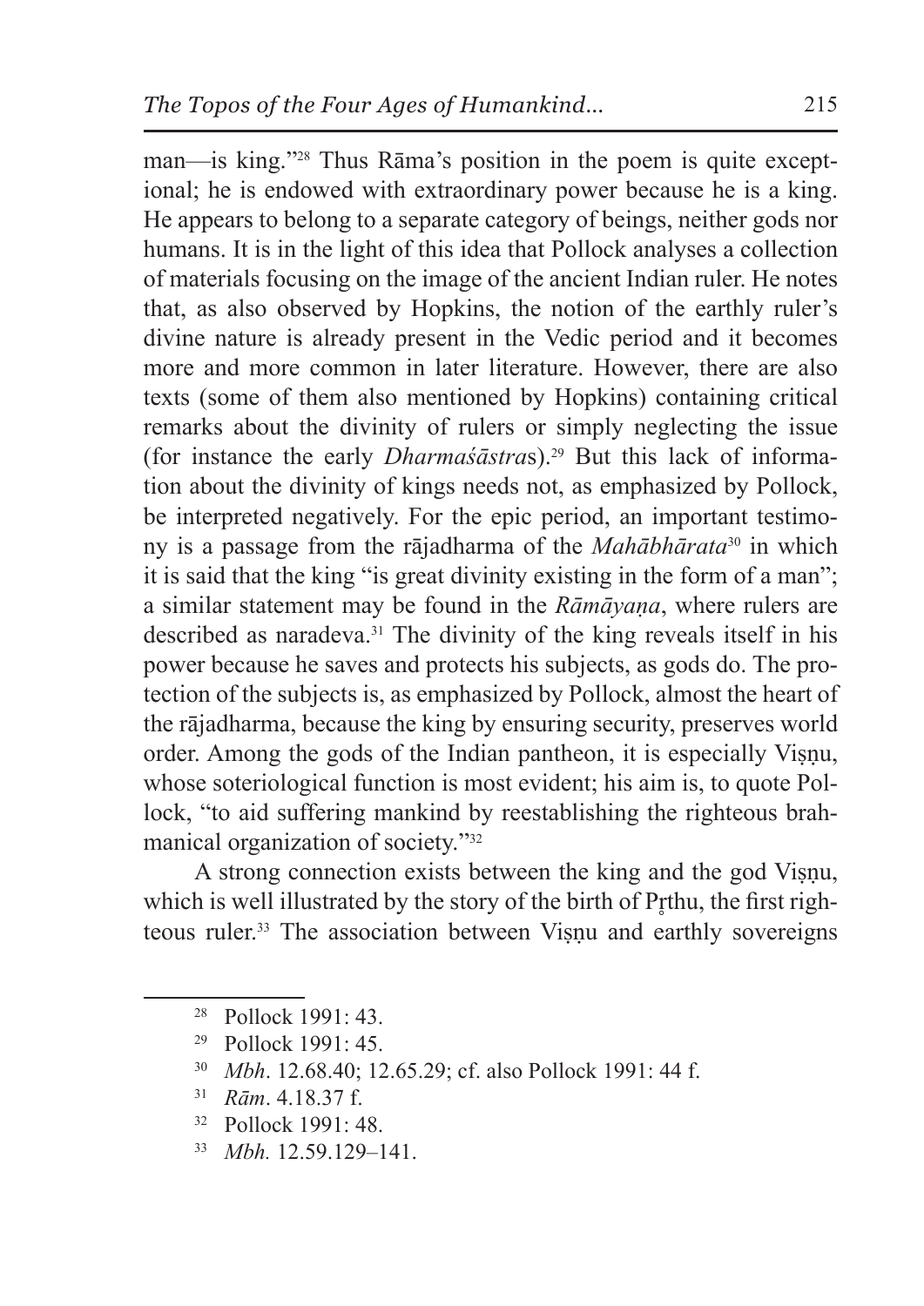man—is king."[28] Thus Rāma's position in the poem is quite exceptional; he is endowed with extraordinary power because he is a king. He appears to belong to a separate category of beings, neither gods nor humans. It is in the light of this idea that Pollock analyses a collection of materials focusing on the image of the ancient Indian ruler. He notes that, as also observed by Hopkins, the notion of the earthly ruler's divine nature is already present in the Vedic period and it becomes more and more common in later literature. However, there are also texts (some of them also mentioned by Hopkins) containing critical remarks about the divinity of rulers or simply neglecting the issue (for instance the early *Dharmaśāstra*s).[29] But this lack of information about the divinity of kings needs not, as emphasized by Pollock, be interpreted negatively. For the epic period, an important testimony is a passage from the rājadharma of the *Mahābhārata*[30] in which it is said that the king "is great divinity existing in the form of a man"; a similar statement may be found in the *Rāmāyaṇa*, where rulers are described as naradeva.[31] The divinity of the king reveals itself in his power because he saves and protects his subjects, as gods do. The protection of the subjects is, as emphasized by Pollock, almost the heart of the rājadharma, because the king by ensuring security, preserves world order. Among the gods of the Indian pantheon, it is especially Viṣṇu, whose soteriological function is most evident; his aim is, to quote Pollock, "to aid suffering mankind by reestablishing the righteous brahmanical organization of society."[32]

A strong connection exists between the king and the god Viṣṇu, which is well illustrated by the story of the birth of Pṛthu, the first righteous ruler.[33] The association between Viṣṇu and earthly sovereigns

---

[28] Pollock 1991: 43.

[29] Pollock 1991: 45.

[30] *Mbh*. 12.68.40; 12.65.29; cf. also Pollock 1991: 44 f.

[31] *Rām*. 4.18.37 f.

[32] Pollock 1991: 48.

[33] *Mbh.* 12.59.129–141.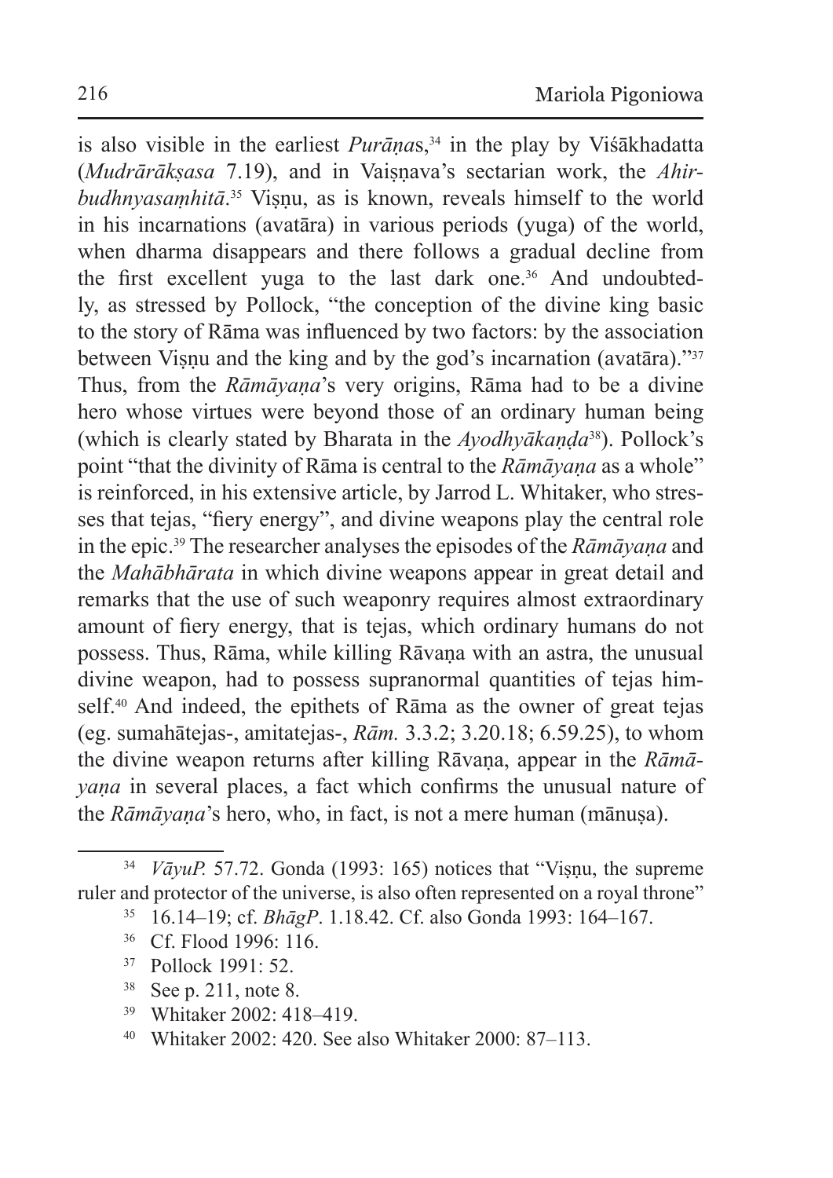is also visible in the earliest *Purāṇa*s,[34] in the play by Viśākhadatta (*Mudrārākṣasa* 7.19), and in Vaiṣṇava's sectarian work, the *Ahirbudhnyasaṃhitā*.[35] Viṣṇu, as is known, reveals himself to the world in his incarnations (avatāra) in various periods (yuga) of the world, when dharma disappears and there follows a gradual decline from the first excellent yuga to the last dark one.[36] And undoubtedly, as stressed by Pollock, "the conception of the divine king basic to the story of Rāma was influenced by two factors: by the association between Viṣṇu and the king and by the god's incarnation (avatāra)."[37] Thus, from the *Rāmāyaṇa*'s very origins, Rāma had to be a divine hero whose virtues were beyond those of an ordinary human being (which is clearly stated by Bharata in the *Ayodhyākaṇḍa*[38]). Pollock's point "that the divinity of Rāma is central to the *Rāmāyaṇa* as a whole" is reinforced, in his extensive article, by Jarrod L. Whitaker, who stresses that tejas, "fiery energy", and divine weapons play the central role in the epic.[39] The researcher analyses the episodes of the *Rāmāyaṇa* and the *Mahābhārata* in which divine weapons appear in great detail and remarks that the use of such weaponry requires almost extraordinary amount of fiery energy, that is tejas, which ordinary humans do not possess. Thus, Rāma, while killing Rāvaṇa with an astra, the unusual divine weapon, had to possess supranormal quantities of tejas himself.[40] And indeed, the epithets of Rāma as the owner of great tejas (eg. sumahātejas-, amitatejas-, *Rām.* 3.3.2; 3.20.18; 6.59.25), to whom the divine weapon returns after killing Rāvaṇa, appear in the *Rāmāyaṇa* in several places, a fact which confirms the unusual nature of the *Rāmāyaṇa*'s hero, who, in fact, is not a mere human (mānuṣa).

---

[34] *VāyuP.* 57.72. Gonda (1993: 165) notices that "Viṣṇu, the supreme ruler and protector of the universe, is also often represented on a royal throne"

[35] 16.14–19; cf. *BhāgP*. 1.18.42. Cf. also Gonda 1993: 164–167.

[36] Cf. Flood 1996: 116.

[37] Pollock 1991: 52.

[38] See p. 211, note 8.

[39] Whitaker 2002: 418–419.

[40] Whitaker 2002: 420. See also Whitaker 2000: 87–113.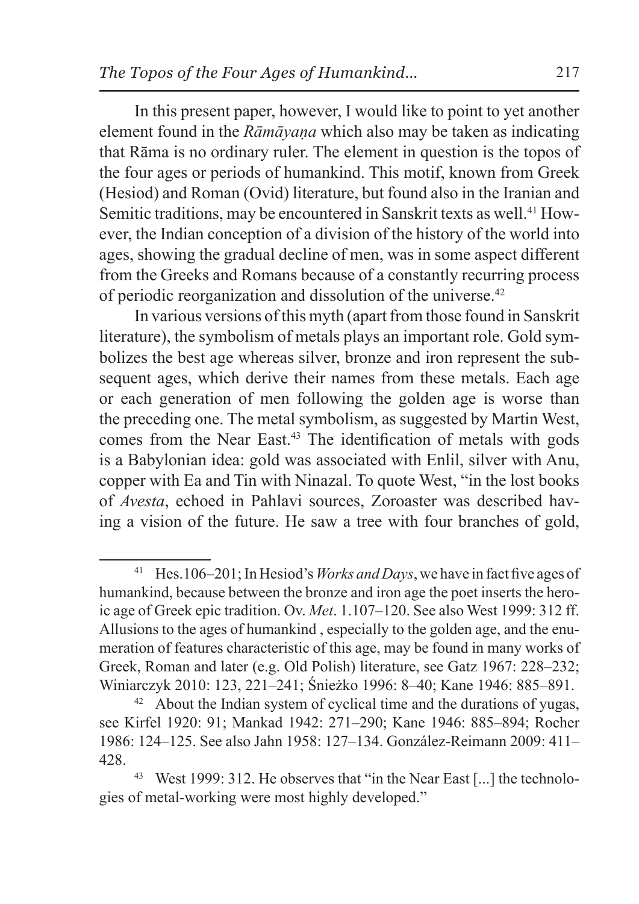In this present paper, however, I would like to point to yet another element found in the *Rāmāyaṇa* which also may be taken as indicating that Rāma is no ordinary ruler. The element in question is the topos of the four ages or periods of humankind. This motif, known from Greek (Hesiod) and Roman (Ovid) literature, but found also in the Iranian and Semitic traditions, may be encountered in Sanskrit texts as well.[41] However, the Indian conception of a division of the history of the world into ages, showing the gradual decline of men, was in some aspect different from the Greeks and Romans because of a constantly recurring process of periodic reorganization and dissolution of the universe.[42]

In various versions of this myth (apart from those found in Sanskrit literature), the symbolism of metals plays an important role. Gold symbolizes the best age whereas silver, bronze and iron represent the subsequent ages, which derive their names from these metals. Each age or each generation of men following the golden age is worse than the preceding one. The metal symbolism, as suggested by Martin West, comes from the Near East.[43] The identification of metals with gods is a Babylonian idea: gold was associated with Enlil, silver with Anu, copper with Ea and Tin with Ninazal. To quote West, "in the lost books of *Avesta*, echoed in Pahlavi sources, Zoroaster was described having a vision of the future. He saw a tree with four branches of gold,

---

[41] Hes.106–201; In Hesiod's *Works and Days*, we have in fact five ages of humankind, because between the bronze and iron age the poet inserts the heroic age of Greek epic tradition. Ov. *Met*. 1.107–120. See also West 1999: 312 ff. Allusions to the ages of humankind , especially to the golden age, and the enumeration of features characteristic of this age, may be found in many works of Greek, Roman and later (e.g. Old Polish) literature, see Gatz 1967: 228–232; Winiarczyk 2010: 123, 221–241; Śnieżko 1996: 8–40; Kane 1946: 885–891.

[42] About the Indian system of cyclical time and the durations of yugas, see Kirfel 1920: 91; Mankad 1942: 271–290; Kane 1946: 885–894; Rocher 1986: 124–125. See also Jahn 1958: 127–134. González-Reimann 2009: 411–428.

[43] West 1999: 312. He observes that "in the Near East [...] the technologies of metal-working were most highly developed."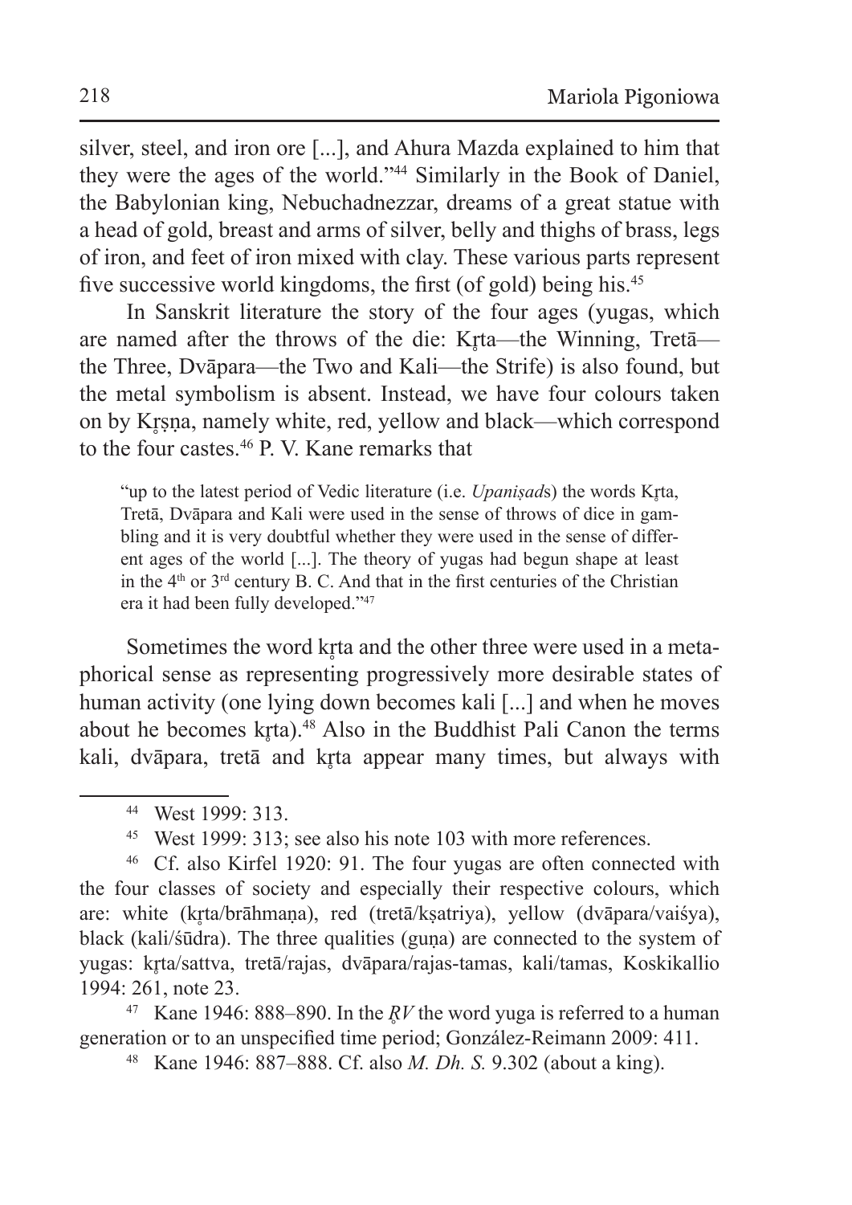silver, steel, and iron ore [...], and Ahura Mazda explained to him that they were the ages of the world."[44] Similarly in the Book of Daniel, the Babylonian king, Nebuchadnezzar, dreams of a great statue with a head of gold, breast and arms of silver, belly and thighs of brass, legs of iron, and feet of iron mixed with clay. These various parts represent five successive world kingdoms, the first (of gold) being his.[45]

In Sanskrit literature the story of the four ages (yugas, which are named after the throws of the die: Kr̥ta—the Winning, Tretā—the Three, Dvāpara—the Two and Kali—the Strife) is also found, but the metal symbolism is absent. Instead, we have four colours taken on by Kr̥ṣṇa, namely white, red, yellow and black—which correspond to the four castes.[46] P. V. Kane remarks that

> "up to the latest period of Vedic literature (i.e. *Upaniṣad*s) the words Kr̥ta, Tretā, Dvāpara and Kali were used in the sense of throws of dice in gambling and it is very doubtful whether they were used in the sense of different ages of the world [...]. The theory of yugas had begun shape at least in the 4th or 3rd century B. C. And that in the first centuries of the Christian era it had been fully developed."[47]

Sometimes the word kr̥ta and the other three were used in a metaphorical sense as representing progressively more desirable states of human activity (one lying down becomes kali [...] and when he moves about he becomes kr̥ta).[48] Also in the Buddhist Pali Canon the terms kali, dvāpara, tretā and kr̥ta appear many times, but always with

---

[44] West 1999: 313.

[45] West 1999: 313; see also his note 103 with more references.

[46] Cf. also Kirfel 1920: 91. The four yugas are often connected with the four classes of society and especially their respective colours, which are: white (kr̥ta/brāhmaṇa), red (tretā/kṣatriya), yellow (dvāpara/vaiśya), black (kali/śūdra). The three qualities (guṇa) are connected to the system of yugas: kr̥ta/sattva, tretā/rajas, dvāpara/rajas-tamas, kali/tamas, Koskikallio 1994: 261, note 23.

[47] Kane 1946: 888–890. In the *R̥V* the word yuga is referred to a human generation or to an unspecified time period; González-Reimann 2009: 411.

[48] Kane 1946: 887–888. Cf. also *M. Dh. S.* 9.302 (about a king).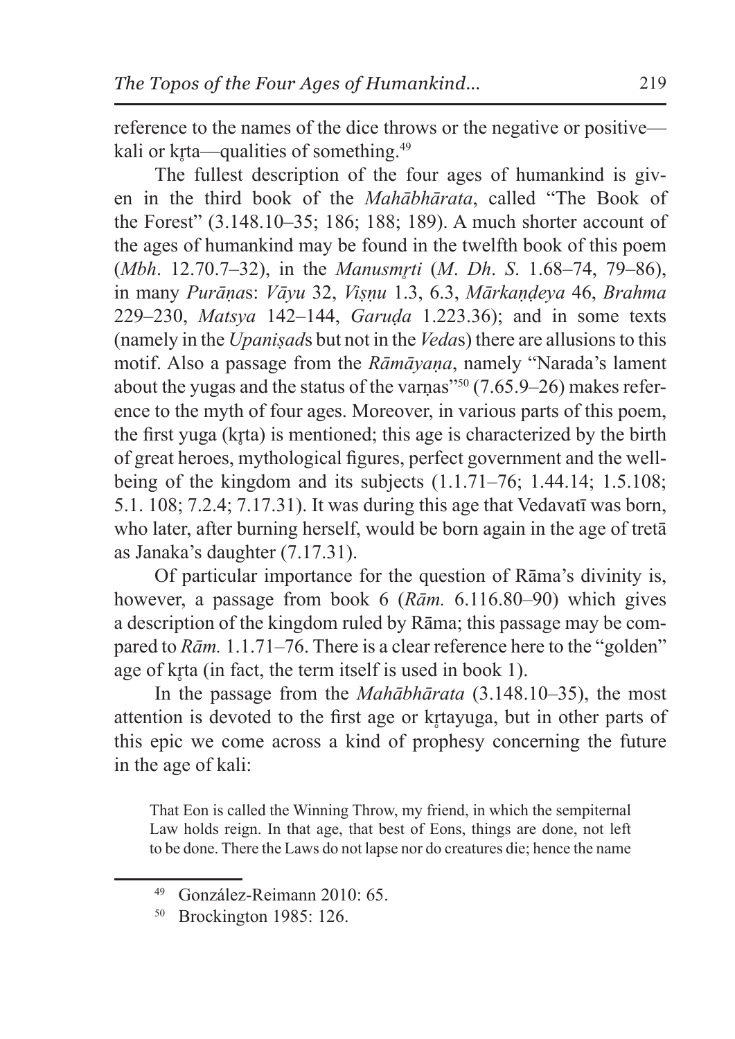reference to the names of the dice throws or the negative or positive—kali or kṛta—qualities of something.[49]

The fullest description of the four ages of humankind is given in the third book of the *Mahābhārata*, called "The Book of the Forest" (3.148.10–35; 186; 188; 189). A much shorter account of the ages of humankind may be found in the twelfth book of this poem (*Mbh*. 12.70.7–32), in the *Manusmṛti* (*M*. *Dh*. *S*. 1.68–74, 79–86), in many *Purāṇa*s: *Vāyu* 32, *Viṣṇu* 1.3, 6.3, *Mārkaṇḍeya* 46, *Brahma* 229–230, *Matsya* 142–144, *Garuḍa* 1.223.36); and in some texts (namely in the *Upaniṣad*s but not in the *Veda*s) there are allusions to this motif. Also a passage from the *Rāmāyaṇa*, namely "Narada's lament about the yugas and the status of the varṇas"[50] (7.65.9–26) makes reference to the myth of four ages. Moreover, in various parts of this poem, the first yuga (kṛta) is mentioned; this age is characterized by the birth of great heroes, mythological figures, perfect government and the well-being of the kingdom and its subjects (1.1.71–76; 1.44.14; 1.5.108; 5.1. 108; 7.2.4; 7.17.31). It was during this age that Vedavatī was born, who later, after burning herself, would be born again in the age of tretā as Janaka's daughter (7.17.31).

Of particular importance for the question of Rāma's divinity is, however, a passage from book 6 (*Rām.* 6.116.80–90) which gives a description of the kingdom ruled by Rāma; this passage may be compared to *Rām.* 1.1.71–76. There is a clear reference here to the "golden" age of kṛta (in fact, the term itself is used in book 1).

In the passage from the *Mahābhārata* (3.148.10–35), the most attention is devoted to the first age or kṛtayuga, but in other parts of this epic we come across a kind of prophesy concerning the future in the age of kali:

> That Eon is called the Winning Throw, my friend, in which the sempiternal Law holds reign. In that age, that best of Eons, things are done, not left to be done. There the Laws do not lapse nor do creatures die; hence the name

---

[49] González-Reimann 2010: 65.

[50] Brockington 1985: 126.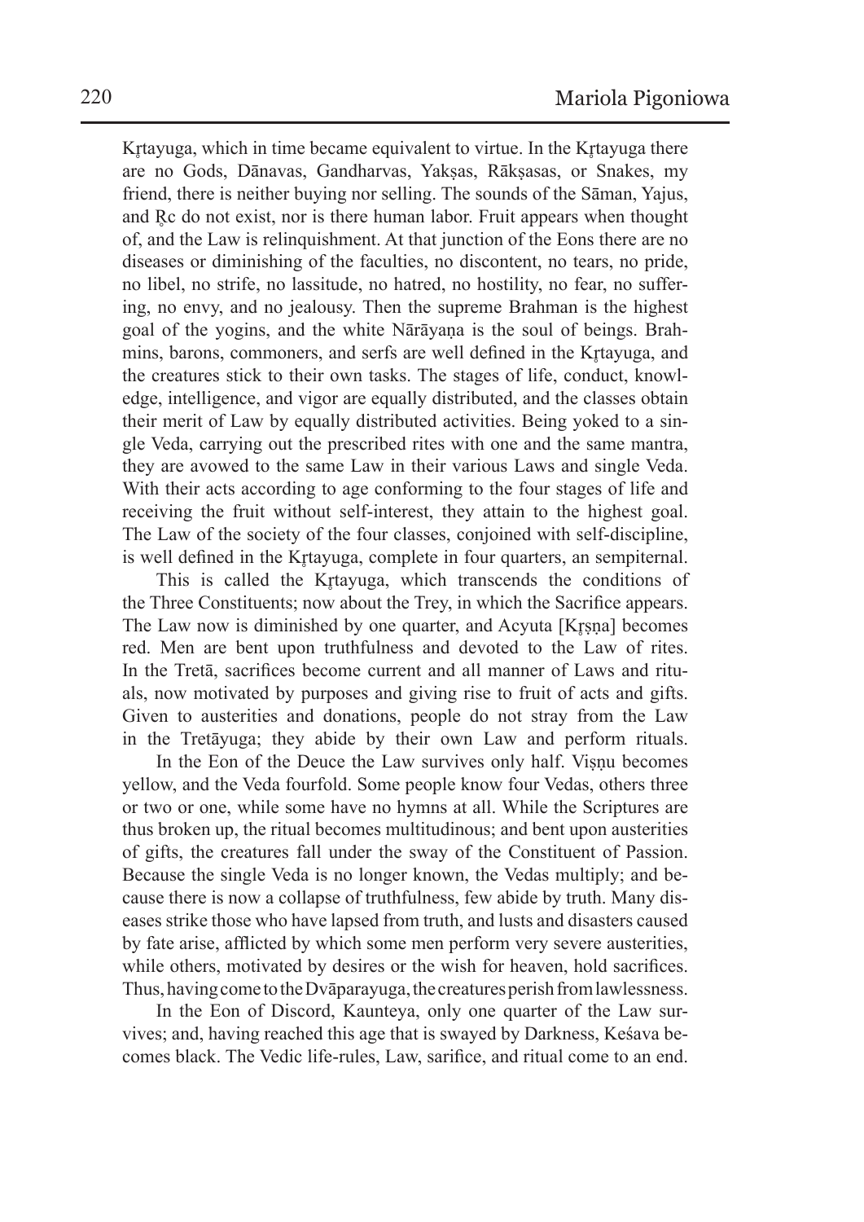Kṛtayuga, which in time became equivalent to virtue. In the Kṛtayuga there are no Gods, Dānavas, Gandharvas, Yakṣas, Rākṣasas, or Snakes, my friend, there is neither buying nor selling. The sounds of the Sāman, Yajus, and Ṛc do not exist, nor is there human labor. Fruit appears when thought of, and the Law is relinquishment. At that junction of the Eons there are no diseases or diminishing of the faculties, no discontent, no tears, no pride, no libel, no strife, no lassitude, no hatred, no hostility, no fear, no suffering, no envy, and no jealousy. Then the supreme Brahman is the highest goal of the yogins, and the white Nārāyaṇa is the soul of beings. Brahmins, barons, commoners, and serfs are well defined in the Kṛtayuga, and the creatures stick to their own tasks. The stages of life, conduct, knowledge, intelligence, and vigor are equally distributed, and the classes obtain their merit of Law by equally distributed activities. Being yoked to a single Veda, carrying out the prescribed rites with one and the same mantra, they are avowed to the same Law in their various Laws and single Veda. With their acts according to age conforming to the four stages of life and receiving the fruit without self-interest, they attain to the highest goal. The Law of the society of the four classes, conjoined with self-discipline, is well defined in the Kṛtayuga, complete in four quarters, an sempiternal.

This is called the Kṛtayuga, which transcends the conditions of the Three Constituents; now about the Trey, in which the Sacrifice appears. The Law now is diminished by one quarter, and Acyuta [Kṛṣṇa] becomes red. Men are bent upon truthfulness and devoted to the Law of rites. In the Tretā, sacrifices become current and all manner of Laws and rituals, now motivated by purposes and giving rise to fruit of acts and gifts. Given to austerities and donations, people do not stray from the Law in the Tretāyuga; they abide by their own Law and perform rituals.

In the Eon of the Deuce the Law survives only half. Viṣṇu becomes yellow, and the Veda fourfold. Some people know four Vedas, others three or two or one, while some have no hymns at all. While the Scriptures are thus broken up, the ritual becomes multitudinous; and bent upon austerities of gifts, the creatures fall under the sway of the Constituent of Passion. Because the single Veda is no longer known, the Vedas multiply; and because there is now a collapse of truthfulness, few abide by truth. Many diseases strike those who have lapsed from truth, and lusts and disasters caused by fate arise, afflicted by which some men perform very severe austerities, while others, motivated by desires or the wish for heaven, hold sacrifices. Thus, having come to the Dvāparayuga, the creatures perish from lawlessness.

In the Eon of Discord, Kaunteya, only one quarter of the Law survives; and, having reached this age that is swayed by Darkness, Keśava becomes black. The Vedic life-rules, Law, sarifice, and ritual come to an end.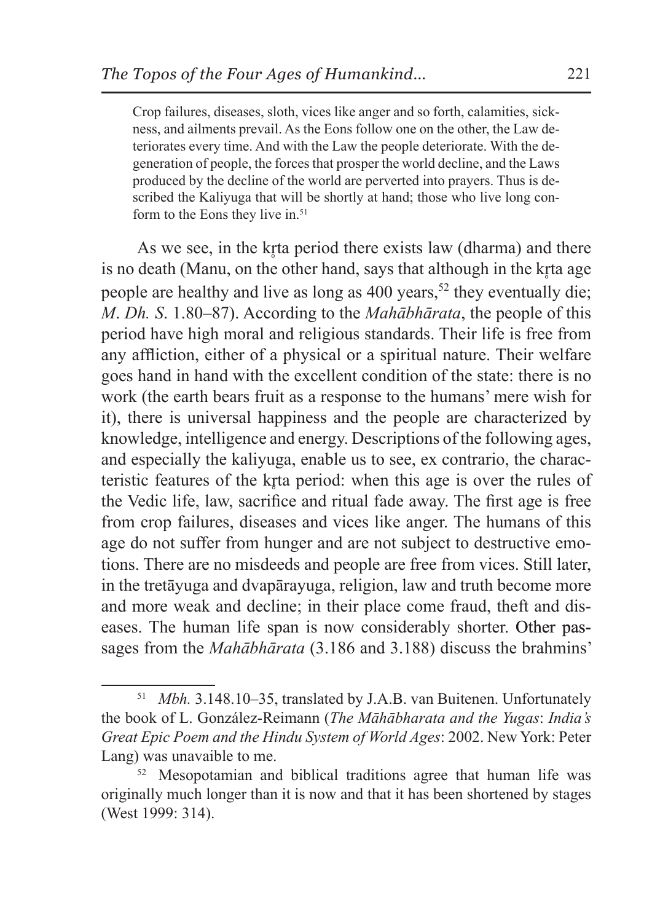> Crop failures, diseases, sloth, vices like anger and so forth, calamities, sickness, and ailments prevail. As the Eons follow one on the other, the Law deteriorates every time. And with the Law the people deteriorate. With the degeneration of people, the forces that prosper the world decline, and the Laws produced by the decline of the world are perverted into prayers. Thus is described the Kaliyuga that will be shortly at hand; those who live long conform to the Eons they live in.[51]

As we see, in the kṛta period there exists law (dharma) and there is no death (Manu, on the other hand, says that although in the kṛta age people are healthy and live as long as 400 years,[52] they eventually die; *M*. *Dh. S.* 1.80–87). According to the *Mahābhārata*, the people of this period have high moral and religious standards. Their life is free from any affliction, either of a physical or a spiritual nature. Their welfare goes hand in hand with the excellent condition of the state: there is no work (the earth bears fruit as a response to the humans' mere wish for it), there is universal happiness and the people are characterized by knowledge, intelligence and energy. Descriptions of the following ages, and especially the kaliyuga, enable us to see, ex contrario, the characteristic features of the kṛta period: when this age is over the rules of the Vedic life, law, sacrifice and ritual fade away. The first age is free from crop failures, diseases and vices like anger. The humans of this age do not suffer from hunger and are not subject to destructive emotions. There are no misdeeds and people are free from vices. Still later, in the tretāyuga and dvapārayuga, religion, law and truth become more and more weak and decline; in their place come fraud, theft and diseases. The human life span is now considerably shorter. Other passages from the *Mahābhārata* (3.186 and 3.188) discuss the brahmins'

---

[51] *Mbh.* 3.148.10–35, translated by J.A.B. van Buitenen. Unfortunately the book of L. González-Reimann (*The Māhābharata and the Yugas*: *India's Great Epic Poem and the Hindu System of World Ages*: 2002. New York: Peter Lang) was unavaible to me.

[52] Mesopotamian and biblical traditions agree that human life was originally much longer than it is now and that it has been shortened by stages (West 1999: 314).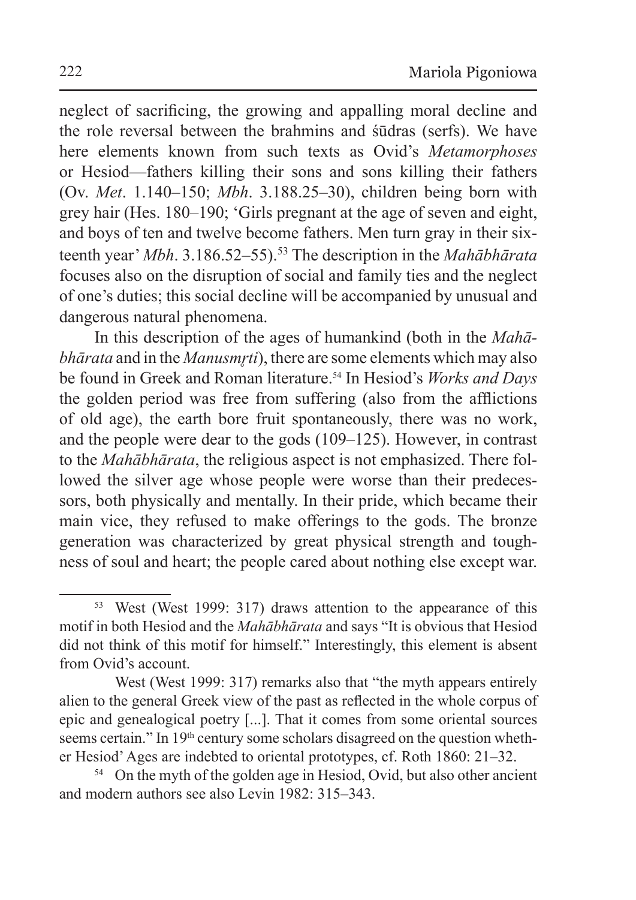neglect of sacrificing, the growing and appalling moral decline and the role reversal between the brahmins and śūdras (serfs). We have here elements known from such texts as Ovid's *Metamorphoses* or Hesiod—fathers killing their sons and sons killing their fathers (Ov. *Met*. 1.140–150; *Mbh*. 3.188.25–30), children being born with grey hair (Hes. 180–190; 'Girls pregnant at the age of seven and eight, and boys of ten and twelve become fathers. Men turn gray in their sixteenth year' *Mbh*. 3.186.52–55).[53] The description in the *Mahābhārata* focuses also on the disruption of social and family ties and the neglect of one's duties; this social decline will be accompanied by unusual and dangerous natural phenomena.

In this description of the ages of humankind (both in the *Mahābhārata* and in the *Manusmṛti*), there are some elements which may also be found in Greek and Roman literature.[54] In Hesiod's *Works and Days* the golden period was free from suffering (also from the afflictions of old age), the earth bore fruit spontaneously, there was no work, and the people were dear to the gods (109–125). However, in contrast to the *Mahābhārata*, the religious aspect is not emphasized. There followed the silver age whose people were worse than their predecessors, both physically and mentally. In their pride, which became their main vice, they refused to make offerings to the gods. The bronze generation was characterized by great physical strength and toughness of soul and heart; the people cared about nothing else except war.

---

[53] West (West 1999: 317) draws attention to the appearance of this motif in both Hesiod and the *Mahābhārata* and says "It is obvious that Hesiod did not think of this motif for himself." Interestingly, this element is absent from Ovid's account.

West (West 1999: 317) remarks also that "the myth appears entirely alien to the general Greek view of the past as reflected in the whole corpus of epic and genealogical poetry [...]. That it comes from some oriental sources seems certain." In 19th century some scholars disagreed on the question whether Hesiod' Ages are indebted to oriental prototypes, cf. Roth 1860: 21–32.

[54] On the myth of the golden age in Hesiod, Ovid, but also other ancient and modern authors see also Levin 1982: 315–343.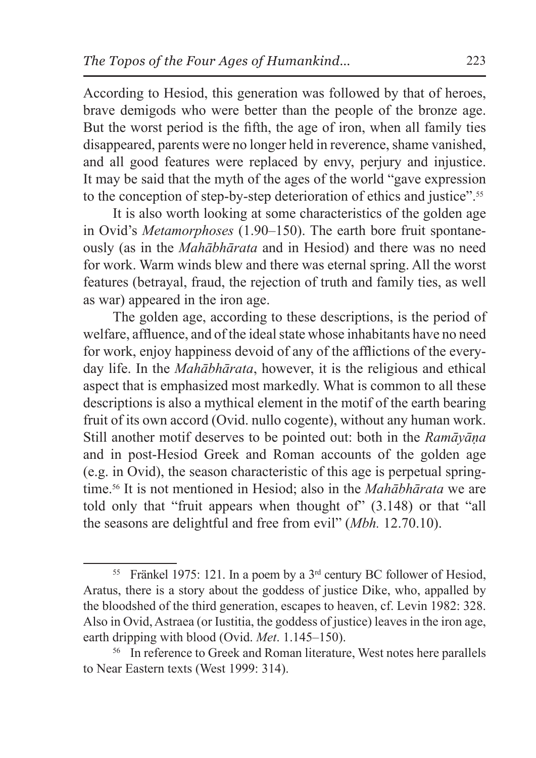According to Hesiod, this generation was followed by that of heroes, brave demigods who were better than the people of the bronze age. But the worst period is the fifth, the age of iron, when all family ties disappeared, parents were no longer held in reverence, shame vanished, and all good features were replaced by envy, perjury and injustice. It may be said that the myth of the ages of the world "gave expression to the conception of step-by-step deterioration of ethics and justice".[55]

It is also worth looking at some characteristics of the golden age in Ovid's *Metamorphoses* (1.90–150). The earth bore fruit spontaneously (as in the *Mahābhārata* and in Hesiod) and there was no need for work. Warm winds blew and there was eternal spring. All the worst features (betrayal, fraud, the rejection of truth and family ties, as well as war) appeared in the iron age.

The golden age, according to these descriptions, is the period of welfare, affluence, and of the ideal state whose inhabitants have no need for work, enjoy happiness devoid of any of the afflictions of the everyday life. In the *Mahābhārata*, however, it is the religious and ethical aspect that is emphasized most markedly. What is common to all these descriptions is also a mythical element in the motif of the earth bearing fruit of its own accord (Ovid. nullo cogente), without any human work. Still another motif deserves to be pointed out: both in the *Ramāyāṇa* and in post-Hesiod Greek and Roman accounts of the golden age (e.g. in Ovid), the season characteristic of this age is perpetual springtime.[56] It is not mentioned in Hesiod; also in the *Mahābhārata* we are told only that "fruit appears when thought of" (3.148) or that "all the seasons are delightful and free from evil" (*Mbh.* 12.70.10).

---

[55] Fränkel 1975: 121. In a poem by a 3rd century BC follower of Hesiod, Aratus, there is a story about the goddess of justice Dike, who, appalled by the bloodshed of the third generation, escapes to heaven, cf. Levin 1982: 328. Also in Ovid, Astraea (or Iustitia, the goddess of justice) leaves in the iron age, earth dripping with blood (Ovid. *Met.* 1.145–150).

[56] In reference to Greek and Roman literature, West notes here parallels to Near Eastern texts (West 1999: 314).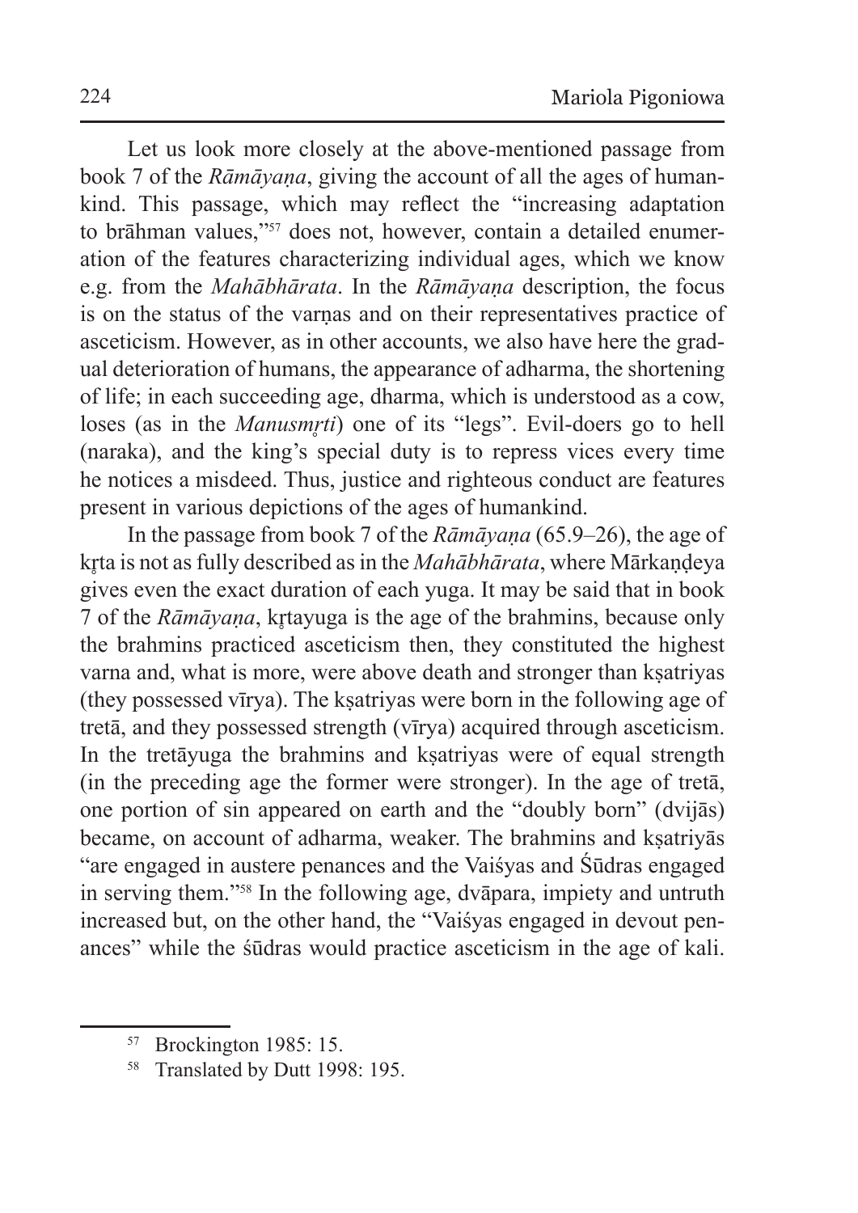Let us look more closely at the above-mentioned passage from book 7 of the *Rāmāyaṇa*, giving the account of all the ages of humankind. This passage, which may reflect the "increasing adaptation to brāhman values,"[57] does not, however, contain a detailed enumeration of the features characterizing individual ages, which we know e.g. from the *Mahābhārata*. In the *Rāmāyaṇa* description, the focus is on the status of the varṇas and on their representatives practice of asceticism. However, as in other accounts, we also have here the gradual deterioration of humans, the appearance of adharma, the shortening of life; in each succeeding age, dharma, which is understood as a cow, loses (as in the *Manusmr̥ti*) one of its "legs". Evil-doers go to hell (naraka), and the king's special duty is to repress vices every time he notices a misdeed. Thus, justice and righteous conduct are features present in various depictions of the ages of humankind.

In the passage from book 7 of the *Rāmāyaṇa* (65.9–26), the age of kr̥ta is not as fully described as in the *Mahābhārata*, where Mārkaṇḍeya gives even the exact duration of each yuga. It may be said that in book 7 of the *Rāmāyaṇa*, kr̥tayuga is the age of the brahmins, because only the brahmins practiced asceticism then, they constituted the highest varna and, what is more, were above death and stronger than kṣatriyas (they possessed vīrya). The kṣatriyas were born in the following age of tretā, and they possessed strength (vīrya) acquired through asceticism. In the tretāyuga the brahmins and kṣatriyas were of equal strength (in the preceding age the former were stronger). In the age of tretā, one portion of sin appeared on earth and the "doubly born" (dvijās) became, on account of adharma, weaker. The brahmins and kṣatriyās "are engaged in austere penances and the Vaiśyas and Śūdras engaged in serving them."[58] In the following age, dvāpara, impiety and untruth increased but, on the other hand, the "Vaiśyas engaged in devout penances" while the śūdras would practice asceticism in the age of kali.

---

[57] Brockington 1985: 15.

[58] Translated by Dutt 1998: 195.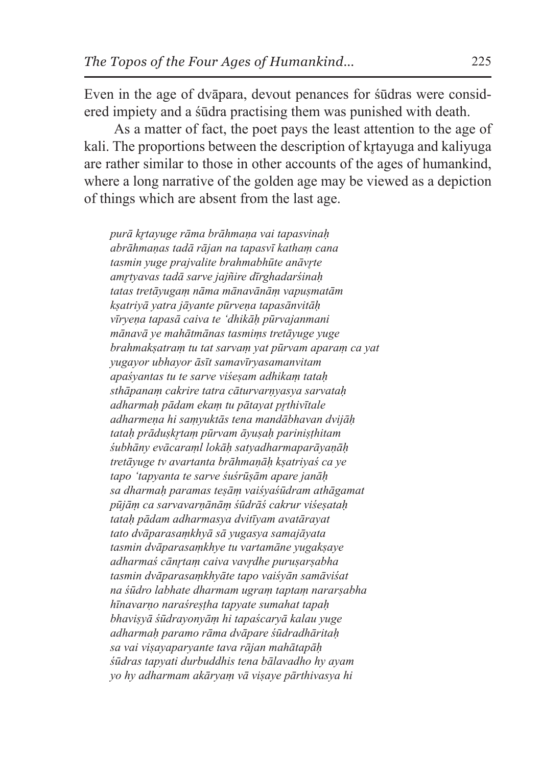Even in the age of dvāpara, devout penances for śūdras were considered impiety and a śūdra practising them was punished with death.

As a matter of fact, the poet pays the least attention to the age of kali. The proportions between the description of kṛtayuga and kaliyuga are rather similar to those in other accounts of the ages of humankind, where a long narrative of the golden age may be viewed as a depiction of things which are absent from the last age.

*purā kṛtayuge rāma brāhmaṇa vai tapasvinaḥ*
*abrāhmaṇas tadā rājan na tapasvī kathaṃ cana*
*tasmin yuge prajvalite brahmabhūte anāvṛte*
*amṛtyavas tadā sarve jajñire dīrghadarśinaḥ*
*tatas tretāyugaṃ nāma mānavānāṃ vapuṣmatām*
*kṣatriyā yatra jāyante pūrveṇa tapasānvitāḥ*
*vīryeṇa tapasā caiva te 'dhikāḥ pūrvajanmani*
*mānavā ye mahātmānas tasmiṃs tretāyuge yuge*
*brahmakṣatraṃ tu tat sarvaṃ yat pūrvam aparaṃ ca yat*
*yugayor ubhayor āsīt samavīryasamanvitam*
*apaśyantas tu te sarve viśeṣam adhikaṃ tataḥ*
*sthāpanaṃ cakrire tatra cāturvarṇyasya sarvataḥ*
*adharmaḥ pādam ekaṃ tu pātayat pṛthivītale*
*adharmeṇa hi saṃyuktās tena mandābhavan dvijāḥ*
*tataḥ prāduṣkṛtaṃ pūrvam āyuṣaḥ pariniṣṭhitam*
*śubhāny evācaraṃl lokāḥ satyadharmaparāyaṇāḥ*
*tretāyuge tv avartanta brāhmaṇāḥ kṣatriyaś ca ye*
*tapo 'tapyanta te sarve śuśrūṣām apare janāḥ*
*sa dharmaḥ paramas teṣāṃ vaiśyaśūdram athāgamat*
*pūjāṃ ca sarvavarṇānāṃ śūdrāś cakrur viśeṣataḥ*
*tataḥ pādam adharmasya dvitīyam avatārayat*
*tato dvāparasaṃkhyā sā yugasya samajāyata*
*tasmin dvāparasaṃkhye tu vartamāne yugakṣaye*
*adharmaś cānṛtaṃ caiva vavṛdhe puruṣarṣabha*
*tasmin dvāparasaṃkhyāte tapo vaiśyān samāviśat*
*na śūdro labhate dharmam ugraṃ taptaṃ nararṣabha*
*hīnavarṇo naraśreṣṭha tapyate sumahat tapaḥ*
*bhaviṣyā śūdrayonyāṃ hi tapaścaryā kalau yuge*
*adharmaḥ paramo rāma dvāpare śūdradhāritaḥ*
*sa vai viṣayaparyante tava rājan mahātapāḥ*
*śūdras tapyati durbuddhis tena bālavadho hy ayam*
*yo hy adharmam akāryaṃ vā viṣaye pārthivasya hi*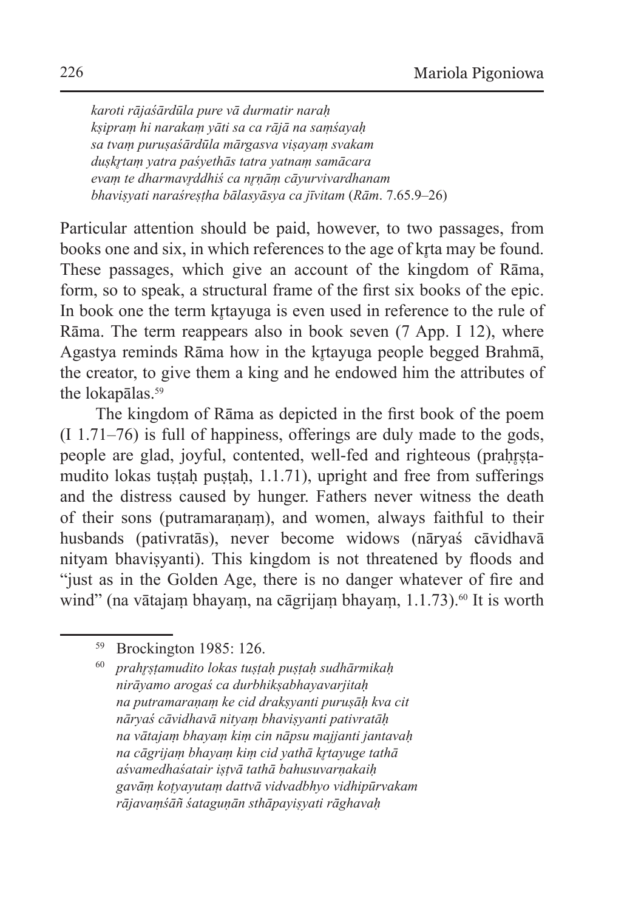*karoti rājaśārdūla pure vā durmatir naraḥ*
*kṣipraṃ hi narakaṃ yāti sa ca rājā na saṃśayaḥ*
*sa tvaṃ puruṣaśārdūla mārgasva viṣayaṃ svakam*
*duṣkṛtaṃ yatra paśyethās tatra yatnaṃ samācara*
*evaṃ te dharmavṛddhiś ca nṛṇāṃ cāyurvivardhanam*
*bhaviṣyati naraśreṣṭha bālasyāsya ca jīvitam* (*Rām*. 7.65.9–26)

Particular attention should be paid, however, to two passages, from books one and six, in which references to the age of kṛta may be found. These passages, which give an account of the kingdom of Rāma, form, so to speak, a structural frame of the first six books of the epic. In book one the term kṛtayuga is even used in reference to the rule of Rāma. The term reappears also in book seven (7 App. I 12), where Agastya reminds Rāma how in the kṛtayuga people begged Brahmā, the creator, to give them a king and he endowed him the attributes of the lokapālas.[59]

The kingdom of Rāma as depicted in the first book of the poem (I 1.71–76) is full of happiness, offerings are duly made to the gods, people are glad, joyful, contented, well-fed and righteous (prahṛṣṭamudito lokas tuṣṭaḥ puṣṭaḥ, 1.1.71), upright and free from sufferings and the distress caused by hunger. Fathers never witness the death of their sons (putramaraṇaṃ), and women, always faithful to their husbands (pativratās), never become widows (nāryaś cāvidhavā nityam bhaviṣyanti). This kingdom is not threatened by floods and "just as in the Golden Age, there is no danger whatever of fire and wind" (na vātajaṃ bhayaṃ, na cāgrijaṃ bhayaṃ, 1.1.73).[60] It is worth

[59] Brockington 1985: 126.

[60] *prahṛṣṭamudito lokas tuṣṭaḥ puṣṭaḥ sudhārmikaḥ*
*nirāyamo arogaś ca durbhikṣabhayavarjitaḥ*
*na putramaraṇaṃ ke cid drakṣyanti puruṣāḥ kva cit*
*nāryaś cāvidhavā nityaṃ bhaviṣyanti pativratāḥ*
*na vātajaṃ bhayaṃ kiṃ cin nāpsu majjanti jantavaḥ*
*na cāgrijaṃ bhayaṃ kiṃ cid yathā kṛtayuge tathā*
*aśvamedhaśatair iṣṭvā tathā bahusuvarṇakaiḥ*
*gavāṃ koṭyayutaṃ dattvā vidvadbhyo vidhipūrvakam*
*rājavaṃśāñ śataguṇān sthāpayiṣyati rāghavaḥ*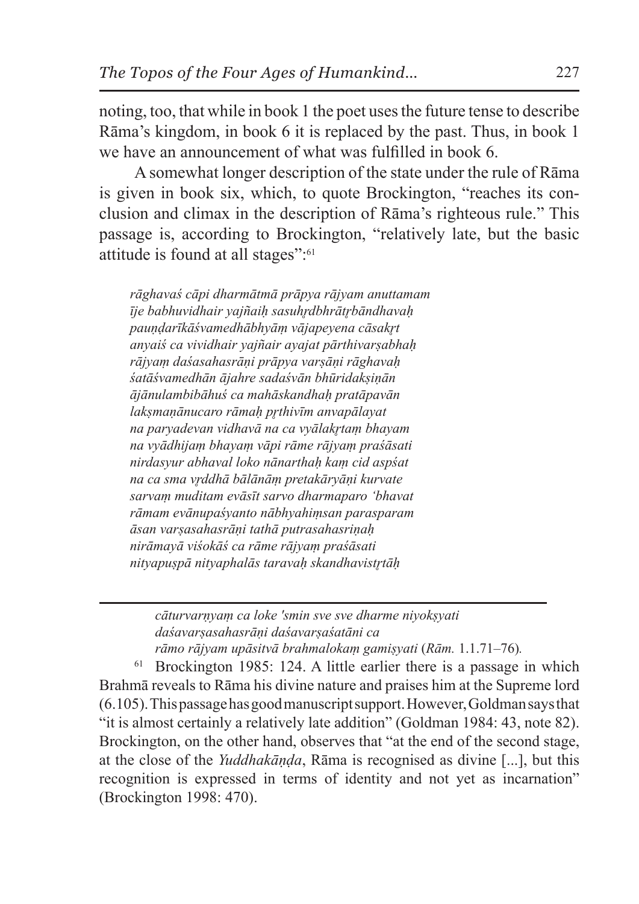noting, too, that while in book 1 the poet uses the future tense to describe Rāma's kingdom, in book 6 it is replaced by the past. Thus, in book 1 we have an announcement of what was fulfilled in book 6.

A somewhat longer description of the state under the rule of Rāma is given in book six, which, to quote Brockington, "reaches its conclusion and climax in the description of Rāma's righteous rule." This passage is, according to Brockington, "relatively late, but the basic attitude is found at all stages":[61]

> *rāghavaś cāpi dharmātmā prāpya rājyam anuttamam*
> *īje babhuvidhair yajñaiḥ sasuhṛdbhrātṛbāndhavaḥ*
> *pauṇḍarīkāśvamedhābhyāṃ vājapeyena cāsakṛt*
> *anyaiś ca vividhair yajñair ayajat pārthivarṣabhaḥ*
> *rājyaṃ daśasahasrāṇi prāpya varṣāṇi rāghavaḥ*
> *śatāśvamedhān ājahre sadaśvān bhūridakṣiṇān*
> *ājānulambibāhuś ca mahāskandhaḥ pratāpavān*
> *lakṣmaṇānucaro rāmaḥ pṛthivīm anvapālayat*
> *na paryadevan vidhavā na ca vyālakṛtaṃ bhayam*
> *na vyādhijaṃ bhayaṃ vāpi rāme rājyaṃ praśāsati*
> *nirdasyur abhaval loko nānarthaḥ kaṃ cid aspśat*
> *na ca sma vṛddhā bālānāṃ pretakāryāṇi kurvate*
> *sarvaṃ muditam evāsīt sarvo dharmaparo 'bhavat*
> *rāmam evānupaśyanto nābhyahiṃsan parasparam*
> *āsan varṣasahasrāṇi tathā putrasahasriṇaḥ*
> *nirāmayā viśokāś ca rāme rājyaṃ praśāsati*
> *nityapuṣpā nityaphalās taravaḥ skandhavistṛtāḥ*

---

> *cāturvarṇyaṃ ca loke 'smin sve sve dharme niyokṣyati*
> *daśavarṣasahasrāṇi daśavarṣaśatāni ca*
> *rāmo rājyam upāsitvā brahmalokaṃ gamiṣyati* (*Rām.* 1.1.71–76)*.*

[61] Brockington 1985: 124. A little earlier there is a passage in which Brahmā reveals to Rāma his divine nature and praises him at the Supreme lord (6.105). This passage has good manuscript support. However, Goldman says that "it is almost certainly a relatively late addition" (Goldman 1984: 43, note 82). Brockington, on the other hand, observes that "at the end of the second stage, at the close of the *Yuddhakāṇḍa*, Rāma is recognised as divine [...], but this recognition is expressed in terms of identity and not yet as incarnation" (Brockington 1998: 470).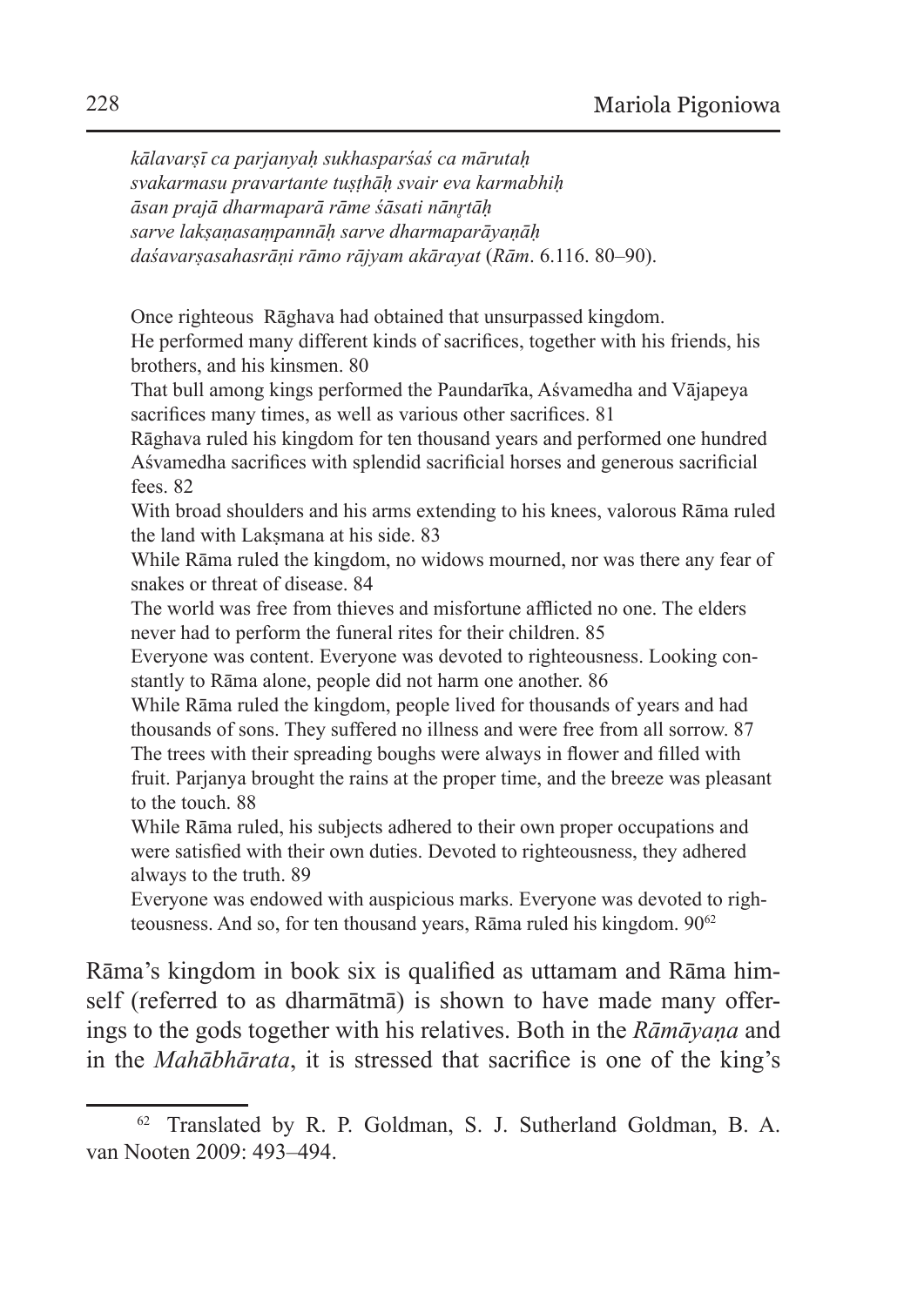*kālavarṣī ca parjanyaḥ sukhasparśaś ca mārutaḥ*
*svakarmasu pravartante tuṣṭhāḥ svair eva karmabhiḥ*
*āsan prajā dharmaparā rāme śāsati nānṛtāḥ*
*sarve lakṣaṇasaṃpannāḥ sarve dharmaparāyaṇāḥ*
*daśavarṣasahasrāṇi rāmo rājyam akārayat* (*Rām*. 6.116. 80–90).

Once righteous Rāghava had obtained that unsurpassed kingdom.
He performed many different kinds of sacrifices, together with his friends, his brothers, and his kinsmen. 80
That bull among kings performed the Paundarīka, Aśvamedha and Vājapeya sacrifices many times, as well as various other sacrifices. 81
Rāghava ruled his kingdom for ten thousand years and performed one hundred Aśvamedha sacrifices with splendid sacrificial horses and generous sacrificial fees. 82
With broad shoulders and his arms extending to his knees, valorous Rāma ruled the land with Lakṣmana at his side. 83
While Rāma ruled the kingdom, no widows mourned, nor was there any fear of snakes or threat of disease. 84
The world was free from thieves and misfortune afflicted no one. The elders never had to perform the funeral rites for their children. 85
Everyone was content. Everyone was devoted to righteousness. Looking constantly to Rāma alone, people did not harm one another. 86
While Rāma ruled the kingdom, people lived for thousands of years and had thousands of sons. They suffered no illness and were free from all sorrow. 87
The trees with their spreading boughs were always in flower and filled with fruit. Parjanya brought the rains at the proper time, and the breeze was pleasant to the touch. 88
While Rāma ruled, his subjects adhered to their own proper occupations and were satisfied with their own duties. Devoted to righteousness, they adhered always to the truth. 89
Everyone was endowed with auspicious marks. Everyone was devoted to righteousness. And so, for ten thousand years, Rāma ruled his kingdom. 90[62]

Rāma's kingdom in book six is qualified as uttamam and Rāma himself (referred to as dharmātmā) is shown to have made many offerings to the gods together with his relatives. Both in the *Rāmāyaṇa* and in the *Mahābhārata*, it is stressed that sacrifice is one of the king's

[62] Translated by R. P. Goldman, S. J. Sutherland Goldman, B. A. van Nooten 2009: 493–494.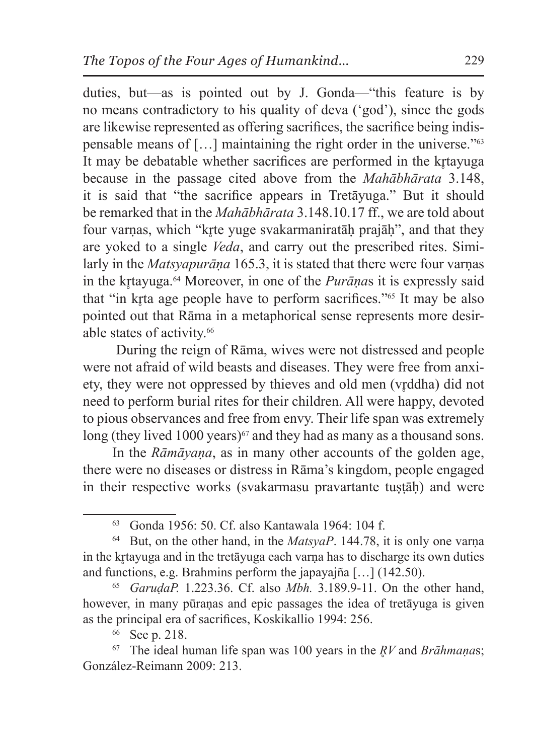duties, but—as is pointed out by J. Gonda—"this feature is by no means contradictory to his quality of deva ('god'), since the gods are likewise represented as offering sacrifices, the sacrifice being indispensable means of […] maintaining the right order in the universe."[63] It may be debatable whether sacrifices are performed in the kṛtayuga because in the passage cited above from the *Mahābhārata* 3.148, it is said that "the sacrifice appears in Tretāyuga." But it should be remarked that in the *Mahābhārata* 3.148.10.17 ff., we are told about four varṇas, which "kṛte yuge svakarmaniratāḥ prajāḥ", and that they are yoked to a single *Veda*, and carry out the prescribed rites. Similarly in the *Matsyapurāṇa* 165.3, it is stated that there were four varṇas in the kṛtayuga.[64] Moreover, in one of the *Purāṇa*s it is expressly said that "in kṛta age people have to perform sacrifices."[65] It may be also pointed out that Rāma in a metaphorical sense represents more desirable states of activity.[66]

During the reign of Rāma, wives were not distressed and people were not afraid of wild beasts and diseases. They were free from anxiety, they were not oppressed by thieves and old men (vṛddha) did not need to perform burial rites for their children. All were happy, devoted to pious observances and free from envy. Their life span was extremely long (they lived 1000 years)[67] and they had as many as a thousand sons.

In the *Rāmāyaṇa*, as in many other accounts of the golden age, there were no diseases or distress in Rāma's kingdom, people engaged in their respective works (svakarmasu pravartante tuṣṭāḥ) and were

---

[63] Gonda 1956: 50. Cf. also Kantawala 1964: 104 f.

[64] But, on the other hand, in the *MatsyaP*. 144.78, it is only one varṇa in the kṛtayuga and in the tretāyuga each varṇa has to discharge its own duties and functions, e.g. Brahmins perform the japayajña […] (142.50).

[65] *GaruḍaP.* 1.223.36. Cf. also *Mbh.* 3.189.9-11. On the other hand, however, in many pūraṇas and epic passages the idea of tretāyuga is given as the principal era of sacrifices, Koskikallio 1994: 256.

[66] See p. 218.

[67] The ideal human life span was 100 years in the *ṚV* and *Brāhmaṇa*s; González-Reimann 2009: 213.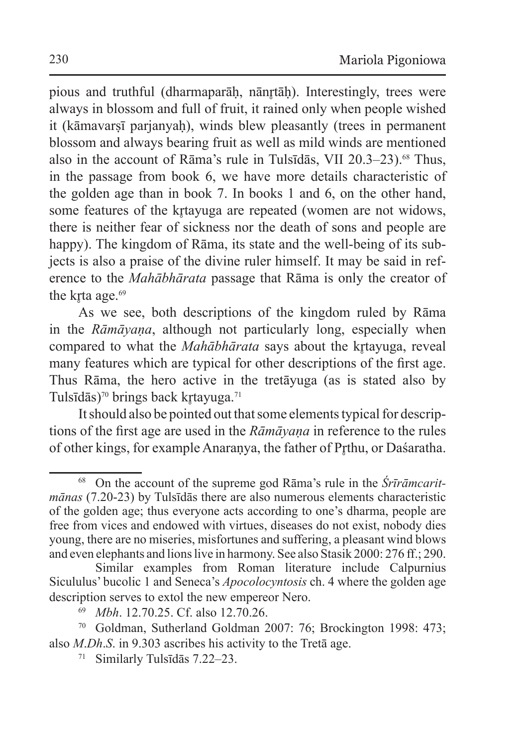pious and truthful (dharmaparāḥ, nānr̥tāḥ). Interestingly, trees were always in blossom and full of fruit, it rained only when people wished it (kāmavarṣī parjanyaḥ), winds blew pleasantly (trees in permanent blossom and always bearing fruit as well as mild winds are mentioned also in the account of Rāma's rule in Tulsīdās, VII 20.3–23).[68] Thus, in the passage from book 6, we have more details characteristic of the golden age than in book 7. In books 1 and 6, on the other hand, some features of the kr̥tayuga are repeated (women are not widows, there is neither fear of sickness nor the death of sons and people are happy). The kingdom of Rāma, its state and the well-being of its subjects is also a praise of the divine ruler himself. It may be said in reference to the *Mahābhārata* passage that Rāma is only the creator of the kr̥ta age.[69]

As we see, both descriptions of the kingdom ruled by Rāma in the *Rāmāyaṇa*, although not particularly long, especially when compared to what the *Mahābhārata* says about the kr̥tayuga, reveal many features which are typical for other descriptions of the first age. Thus Rāma, the hero active in the tretāyuga (as is stated also by Tulsīdās)[70] brings back kr̥tayuga.[71]

It should also be pointed out that some elements typical for descriptions of the first age are used in the *Rāmāyaṇa* in reference to the rules of other kings, for example Anaraṇya, the father of Pr̥thu, or Daśaratha.

---

[68] On the account of the supreme god Rāma's rule in the *Śrīrāmcaritmānas* (7.20-23) by Tulsīdās there are also numerous elements characteristic of the golden age; thus everyone acts according to one's dharma, people are free from vices and endowed with virtues, diseases do not exist, nobody dies young, there are no miseries, misfortunes and suffering, a pleasant wind blows and even elephants and lions live in harmony. See also Stasik 2000: 276 ff.; 290.

Similar examples from Roman literature include Calpurnius Sicululus' bucolic 1 and Seneca's *Apocolocyntosis* ch. 4 where the golden age description serves to extol the new empereor Nero.

[69] *Mbh*. 12.70.25. Cf. also 12.70.26.

[70] Goldman, Sutherland Goldman 2007: 76; Brockington 1998: 473; also *M.Dh.S.* in 9.303 ascribes his activity to the Tretā age.

[71] Similarly Tulsīdās 7.22–23.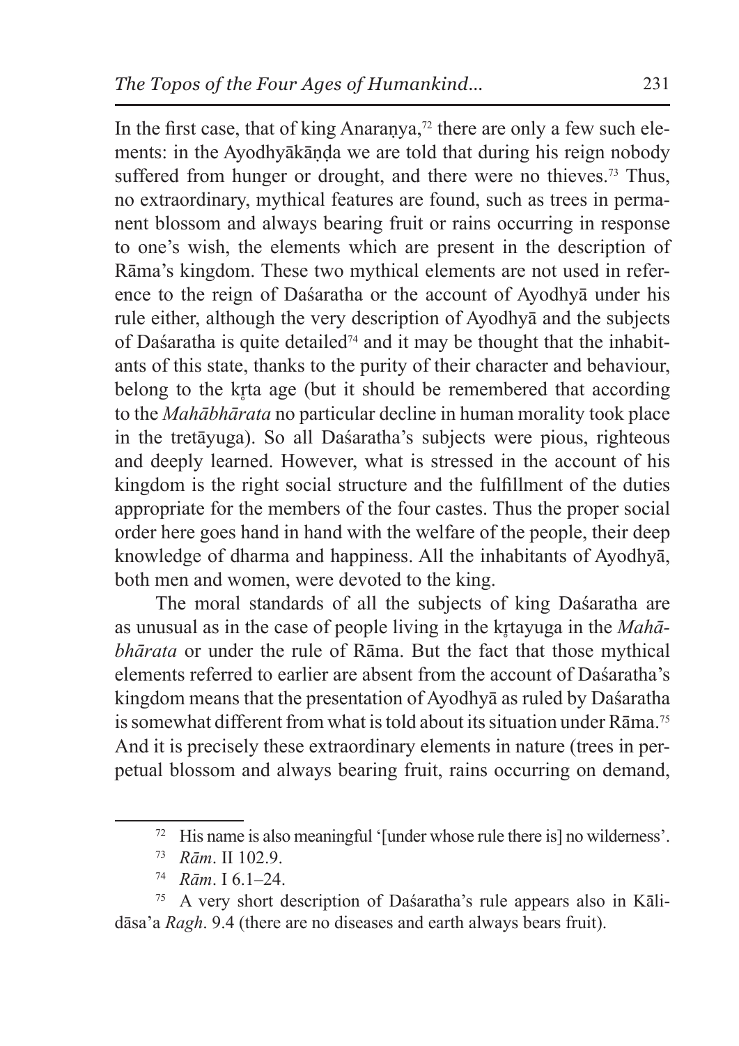In the first case, that of king Anaraṇya,[72] there are only a few such elements: in the Ayodhyākāṇḍa we are told that during his reign nobody suffered from hunger or drought, and there were no thieves.[73] Thus, no extraordinary, mythical features are found, such as trees in permanent blossom and always bearing fruit or rains occurring in response to one's wish, the elements which are present in the description of Rāma's kingdom. These two mythical elements are not used in reference to the reign of Daśaratha or the account of Ayodhyā under his rule either, although the very description of Ayodhyā and the subjects of Daśaratha is quite detailed[74] and it may be thought that the inhabitants of this state, thanks to the purity of their character and behaviour, belong to the kṛta age (but it should be remembered that according to the *Mahābhārata* no particular decline in human morality took place in the tretāyuga). So all Daśaratha's subjects were pious, righteous and deeply learned. However, what is stressed in the account of his kingdom is the right social structure and the fulfillment of the duties appropriate for the members of the four castes. Thus the proper social order here goes hand in hand with the welfare of the people, their deep knowledge of dharma and happiness. All the inhabitants of Ayodhyā, both men and women, were devoted to the king.

The moral standards of all the subjects of king Daśaratha are as unusual as in the case of people living in the kṛtayuga in the *Mahābhārata* or under the rule of Rāma. But the fact that those mythical elements referred to earlier are absent from the account of Daśaratha's kingdom means that the presentation of Ayodhyā as ruled by Daśaratha is somewhat different from what is told about its situation under Rāma.[75] And it is precisely these extraordinary elements in nature (trees in perpetual blossom and always bearing fruit, rains occurring on demand,

---

[72] His name is also meaningful '[under whose rule there is] no wilderness'.

[73] *Rām*. II 102.9.

[74] *Rām*. I 6.1–24.

[75] A very short description of Daśaratha's rule appears also in Kālidāsa'a *Ragh*. 9.4 (there are no diseases and earth always bears fruit).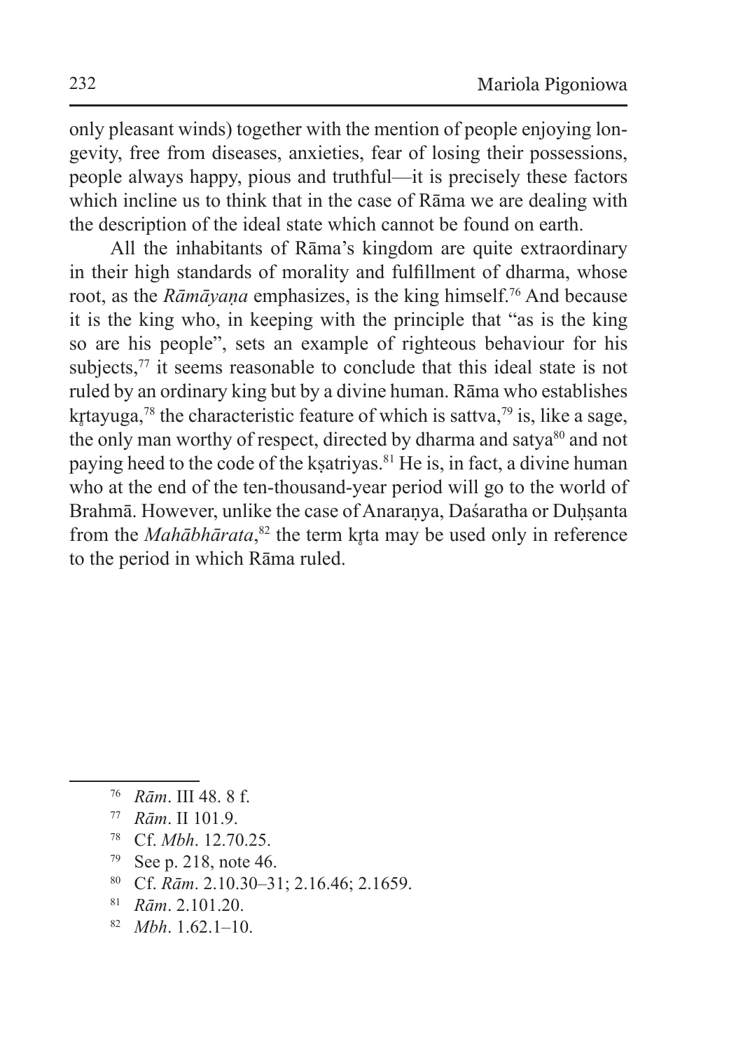only pleasant winds) together with the mention of people enjoying longevity, free from diseases, anxieties, fear of losing their possessions, people always happy, pious and truthful—it is precisely these factors which incline us to think that in the case of Rāma we are dealing with the description of the ideal state which cannot be found on earth.

All the inhabitants of Rāma's kingdom are quite extraordinary in their high standards of morality and fulfillment of dharma, whose root, as the *Rāmāyaṇa* emphasizes, is the king himself.[76] And because it is the king who, in keeping with the principle that "as is the king so are his people", sets an example of righteous behaviour for his subjects,[77] it seems reasonable to conclude that this ideal state is not ruled by an ordinary king but by a divine human. Rāma who establishes kṛtayuga,[78] the characteristic feature of which is sattva,[79] is, like a sage, the only man worthy of respect, directed by dharma and satya[80] and not paying heed to the code of the kṣatriyas.[81] He is, in fact, a divine human who at the end of the ten-thousand-year period will go to the world of Brahmā. However, unlike the case of Anaraṇya, Daśaratha or Duḥṣanta from the *Mahābhārata*,[82] the term kṛta may be used only in reference to the period in which Rāma ruled.

---

[76] *Rām*. III 48. 8 f.

[77] *Rām*. II 101.9.

[78] Cf. *Mbh*. 12.70.25.

[79] See p. 218, note 46.

[80] Cf. *Rām*. 2.10.30–31; 2.16.46; 2.1659.

[81] *Rām*. 2.101.20.

[82] *Mbh*. 1.62.1–10.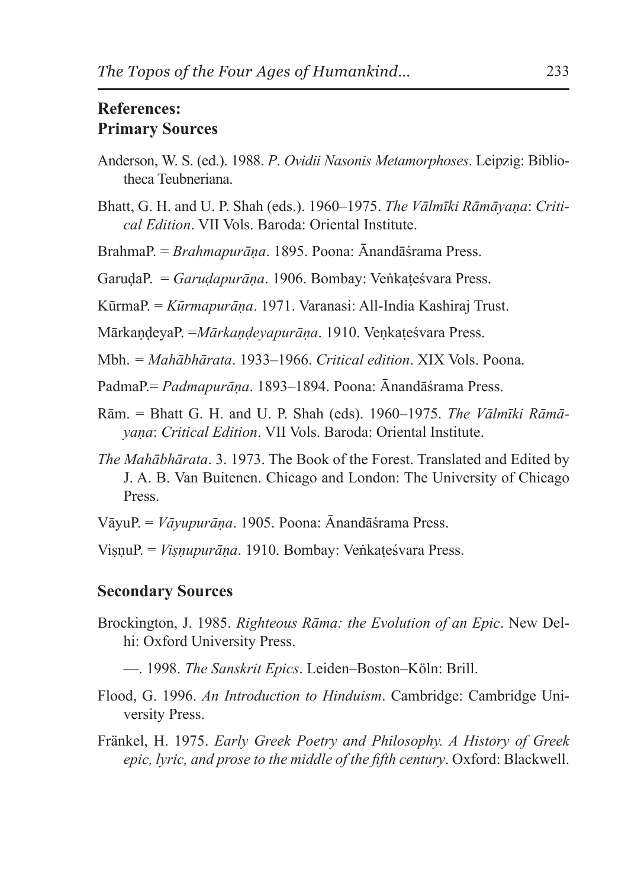## References:
## Primary Sources

Anderson, W. S. (ed.). 1988. *P. Ovidii Nasonis Metamorphoses*. Leipzig: Bibliotheca Teubneriana.

Bhatt, G. H. and U. P. Shah (eds.). 1960–1975. *The Vālmīki Rāmāyaṇa*: *Critical Edition*. VII Vols. Baroda: Oriental Institute.

BrahmaP. = *Brahmapurāṇa*. 1895. Poona: Ānandāśrama Press.

GaruḍaP. = *Garuḍapurāṇa*. 1906. Bombay: Veṅkaṭeśvara Press.

KūrmaP. = *Kūrmapurāṇa*. 1971. Varanasi: All-India Kashiraj Trust.

MārkaṇḍeyaP. =*Mārkaṇḍeyapurāṇa*. 1910. Veṇkaṭeśvara Press.

Mbh. = *Mahābhārata*. 1933–1966. *Critical edition*. XIX Vols. Poona.

PadmaP.= *Padmapurāṇa*. 1893–1894. Poona: Ānandāśrama Press.

Rām. = Bhatt G. H. and U. P. Shah (eds). 1960–1975. *The Vālmīki Rāmāyaṇa*: *Critical Edition*. VII Vols. Baroda: Oriental Institute.

*The Mahābhārata*. 3. 1973. The Book of the Forest. Translated and Edited by J. A. B. Van Buitenen. Chicago and London: The University of Chicago Press.

VāyuP. = *Vāyupurāṇa*. 1905. Poona: Ānandāśrama Press.

ViṣṇuP. = *Viṣṇupurāṇa*. 1910. Bombay: Veṅkaṭeśvara Press.

## Secondary Sources

Brockington, J. 1985. *Righteous Rāma: the Evolution of an Epic*. New Delhi: Oxford University Press.

—. 1998. *The Sanskrit Epics*. Leiden–Boston–Köln: Brill.

Flood, G. 1996. *An Introduction to Hinduism*. Cambridge: Cambridge University Press.

Fränkel, H. 1975. *Early Greek Poetry and Philosophy. A History of Greek epic, lyric, and prose to the middle of the fifth century*. Oxford: Blackwell.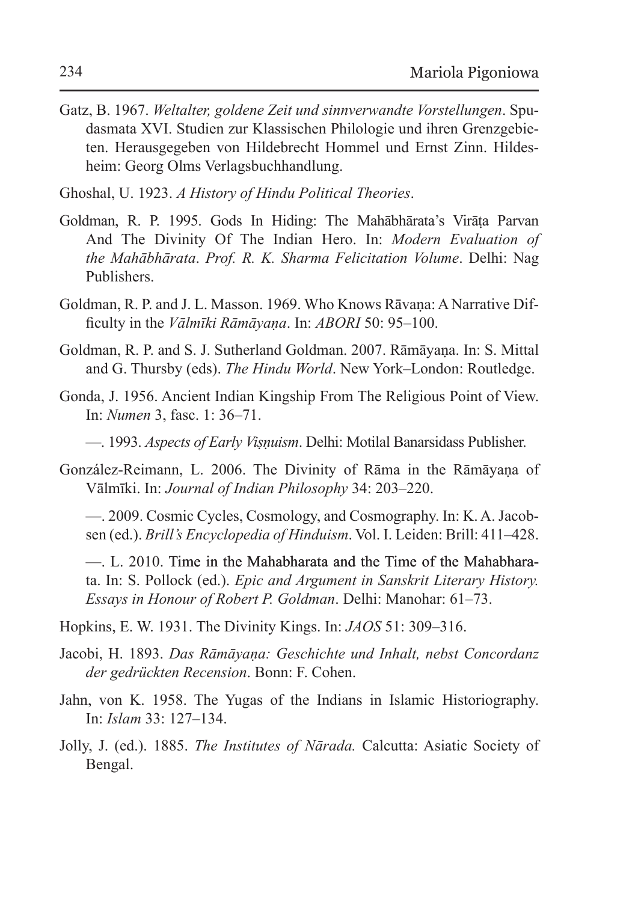Gatz, B. 1967. *Weltalter, goldene Zeit und sinnverwandte Vorstellungen*. Spudasmata XVI. Studien zur Klassischen Philologie und ihren Grenzgebieten. Herausgegeben von Hildebrecht Hommel und Ernst Zinn. Hildesheim: Georg Olms Verlagsbuchhandlung.

Ghoshal, U. 1923. *A History of Hindu Political Theories*.

Goldman, R. P. 1995. Gods In Hiding: The Mahābhārata's Virāṭa Parvan And The Divinity Of The Indian Hero. In: *Modern Evaluation of the Mahābhārata*. *Prof. R. K. Sharma Felicitation Volume*. Delhi: Nag Publishers.

Goldman, R. P. and J. L. Masson. 1969. Who Knows Rāvaṇa: A Narrative Difficulty in the *Vālmīki Rāmāyaṇa*. In: *ABORI* 50: 95–100.

Goldman, R. P. and S. J. Sutherland Goldman. 2007. Rāmāyaṇa. In: S. Mittal and G. Thursby (eds). *The Hindu World*. New York–London: Routledge.

Gonda, J. 1956. Ancient Indian Kingship From The Religious Point of View. In: *Numen* 3, fasc. 1: 36–71.

—. 1993. *Aspects of Early Viṣṇuism*. Delhi: Motilal Banarsidass Publisher.

González-Reimann, L. 2006. The Divinity of Rāma in the Rāmāyaṇa of Vālmīki. In: *Journal of Indian Philosophy* 34: 203–220.

—. 2009. Cosmic Cycles, Cosmology, and Cosmography. In: K. A. Jacobsen (ed.). *Brill's Encyclopedia of Hinduism*. Vol. I. Leiden: Brill: 411–428.

—. L. 2010. Time in the Mahabharata and the Time of the Mahabharata. In: S. Pollock (ed.). *Epic and Argument in Sanskrit Literary History. Essays in Honour of Robert P. Goldman*. Delhi: Manohar: 61–73.

Hopkins, E. W. 1931. The Divinity Kings. In: *JAOS* 51: 309–316.

Jacobi, H. 1893. *Das Rāmāyaṇa: Geschichte und Inhalt, nebst Concordanz der gedrückten Recension*. Bonn: F. Cohen.

Jahn, von K. 1958. The Yugas of the Indians in Islamic Historiography. In: *Islam* 33: 127–134.

Jolly, J. (ed.). 1885. *The Institutes of Nārada.* Calcutta: Asiatic Society of Bengal.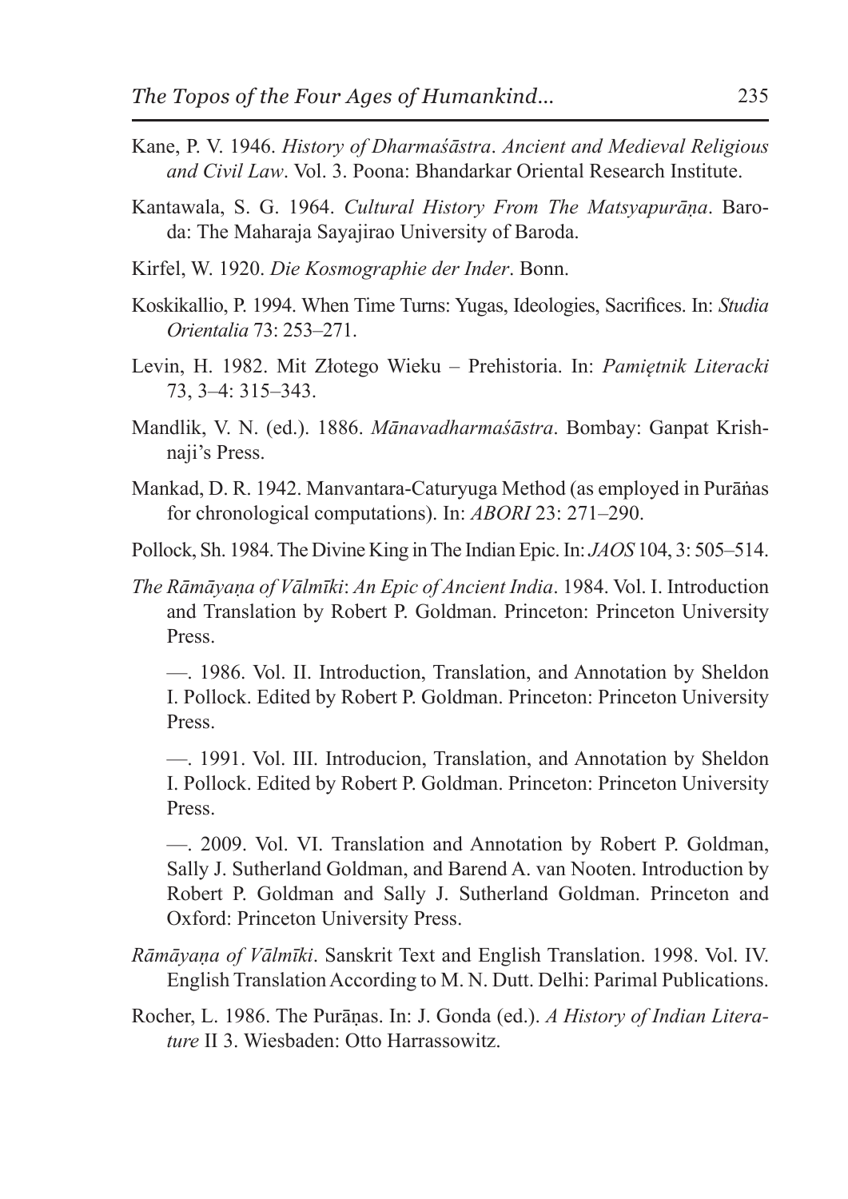Kane, P. V. 1946. *History of Dharmaśāstra*. *Ancient and Medieval Religious and Civil Law*. Vol. 3. Poona: Bhandarkar Oriental Research Institute.

Kantawala, S. G. 1964. *Cultural History From The Matsyapurāṇa*. Baroda: The Maharaja Sayajirao University of Baroda.

Kirfel, W. 1920. *Die Kosmographie der Inder*. Bonn.

Koskikallio, P. 1994. When Time Turns: Yugas, Ideologies, Sacrifices. In: *Studia Orientalia* 73: 253–271.

Levin, H. 1982. Mit Złotego Wieku – Prehistoria. In: *Pamiętnik Literacki* 73, 3–4: 315–343.

Mandlik, V. N. (ed.). 1886. *Mānavadharmaśāstra*. Bombay: Ganpat Krishnaji's Press.

Mankad, D. R. 1942. Manvantara-Caturyuga Method (as employed in Purāṅas for chronological computations). In: *ABORI* 23: 271–290.

Pollock, Sh. 1984. The Divine King in The Indian Epic. In: *JAOS* 104, 3: 505–514.

*The Rāmāyaṇa of Vālmīki*: *An Epic of Ancient India*. 1984. Vol. I. Introduction and Translation by Robert P. Goldman. Princeton: Princeton University Press.

—. 1986. Vol. II. Introduction, Translation, and Annotation by Sheldon I. Pollock. Edited by Robert P. Goldman. Princeton: Princeton University Press.

—. 1991. Vol. III. Introducion, Translation, and Annotation by Sheldon I. Pollock. Edited by Robert P. Goldman. Princeton: Princeton University Press.

—. 2009. Vol. VI. Translation and Annotation by Robert P. Goldman, Sally J. Sutherland Goldman, and Barend A. van Nooten. Introduction by Robert P. Goldman and Sally J. Sutherland Goldman. Princeton and Oxford: Princeton University Press.

*Rāmāyaṇa of Vālmīki*. Sanskrit Text and English Translation. 1998. Vol. IV. English Translation According to M. N. Dutt. Delhi: Parimal Publications.

Rocher, L. 1986. The Purāṇas. In: J. Gonda (ed.). *A History of Indian Literature* II 3. Wiesbaden: Otto Harrassowitz.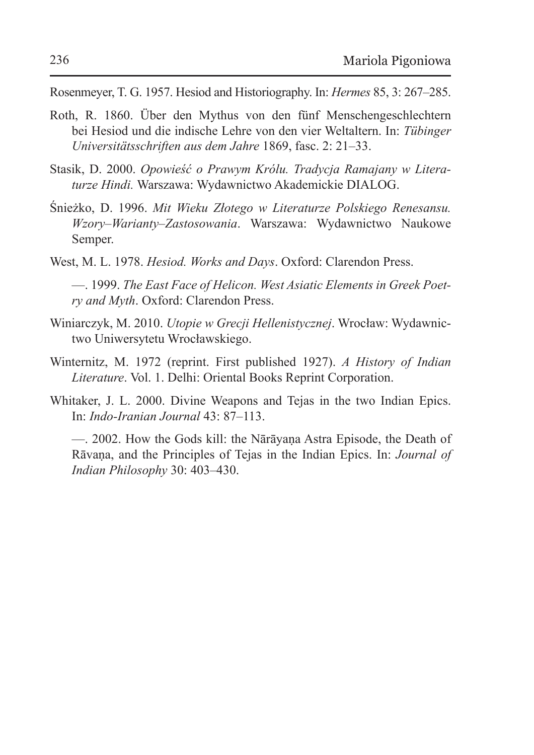Rosenmeyer, T. G. 1957. Hesiod and Historiography. In: *Hermes* 85, 3: 267–285.

Roth, R. 1860. Über den Mythus von den fünf Menschengeschlechtern bei Hesiod und die indische Lehre von den vier Weltaltern. In: *Tübinger Universitätsschriften aus dem Jahre* 1869, fasc. 2: 21–33.

Stasik, D. 2000. *Opowieść o Prawym Królu. Tradycja Ramajany w Literaturze Hindi.* Warszawa: Wydawnictwo Akademickie DIALOG.

Śnieżko, D. 1996. *Mit Wieku Złotego w Literaturze Polskiego Renesansu. Wzory–Warianty–Zastosowania*. Warszawa: Wydawnictwo Naukowe Semper.

West, M. L. 1978. *Hesiod. Works and Days*. Oxford: Clarendon Press.

—. 1999. *The East Face of Helicon. West Asiatic Elements in Greek Poetry and Myth*. Oxford: Clarendon Press.

Winiarczyk, M. 2010. *Utopie w Grecji Hellenistycznej*. Wrocław: Wydawnictwo Uniwersytetu Wrocławskiego.

Winternitz, M. 1972 (reprint. First published 1927). *A History of Indian Literature*. Vol. 1. Delhi: Oriental Books Reprint Corporation.

Whitaker, J. L. 2000. Divine Weapons and Tejas in the two Indian Epics. In: *Indo-Iranian Journal* 43: 87–113.

—. 2002. How the Gods kill: the Nārāyaṇa Astra Episode, the Death of Rāvaṇa, and the Principles of Tejas in the Indian Epics. In: *Journal of Indian Philosophy* 30: 403–430.